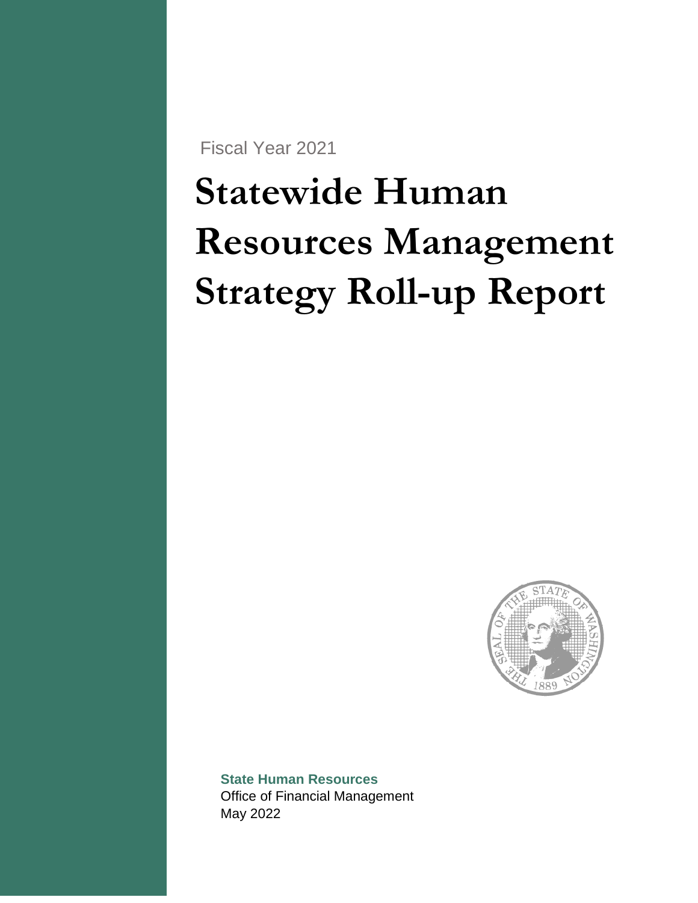Fiscal Year 2021

# Statewide Human Resources Management Strategy Roll-up Report

**State Human Resources**
Office of Financial Management
May 2022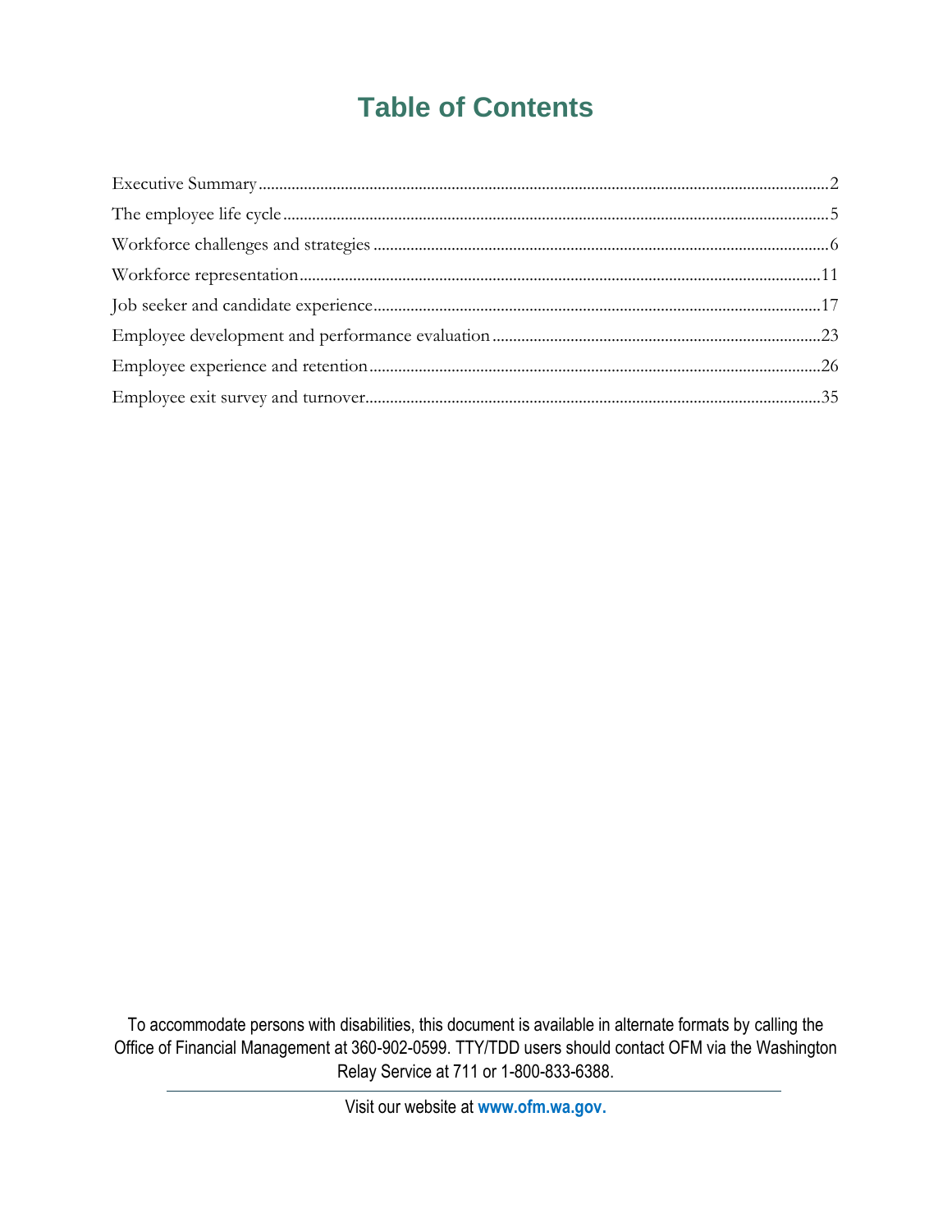# Table of Contents

Executive Summary .......... 2

The employee life cycle .......... 5

Workforce challenges and strategies .......... 6

Workforce representation .......... 11

Job seeker and candidate experience .......... 17

Employee development and performance evaluation .......... 23

Employee experience and retention .......... 26

Employee exit survey and turnover .......... 35

To accommodate persons with disabilities, this document is available in alternate formats by calling the Office of Financial Management at 360-902-0599. TTY/TDD users should contact OFM via the Washington Relay Service at 711 or 1-800-833-6388.

Visit our website at **www.ofm.wa.gov.**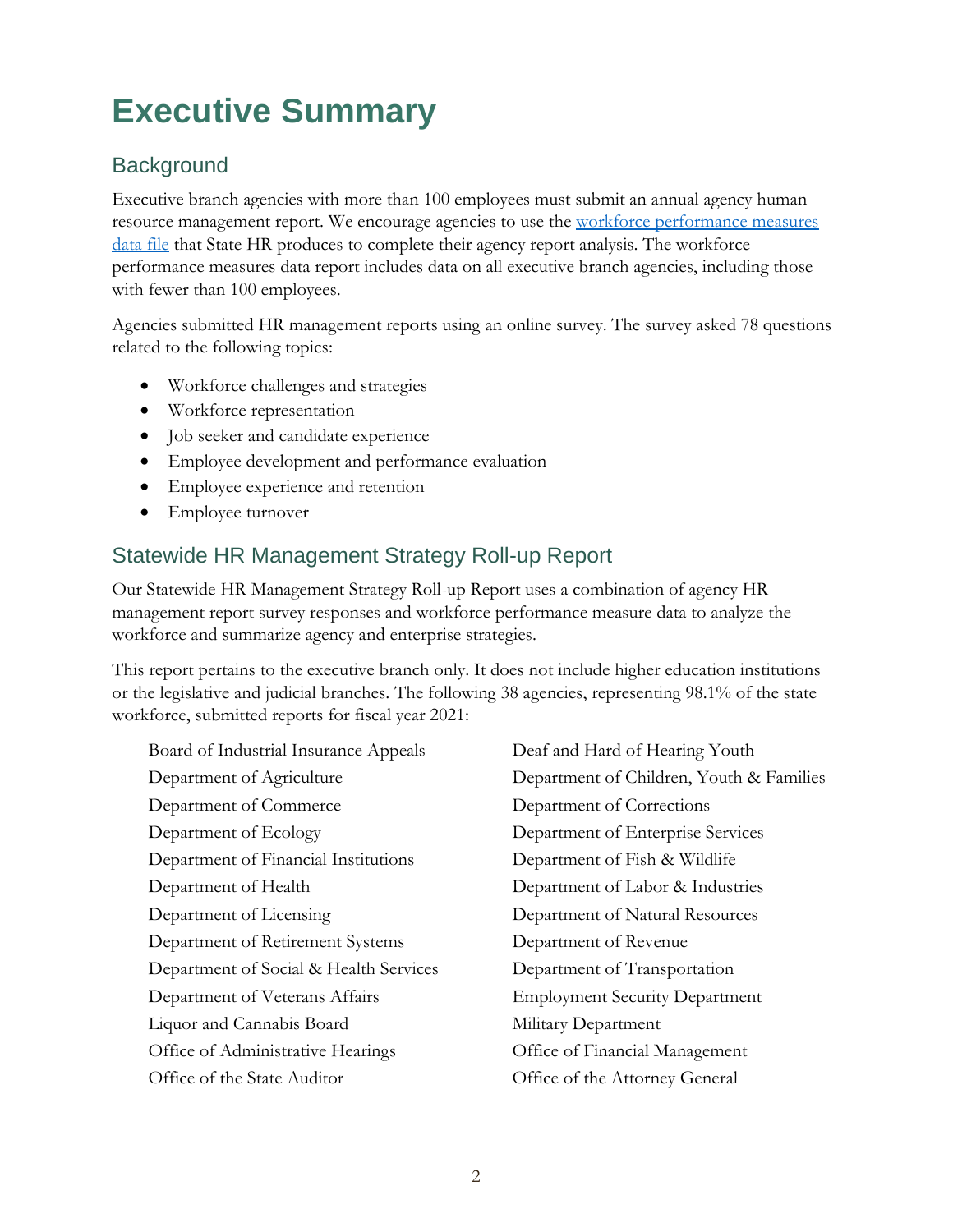# Executive Summary

## Background

Executive branch agencies with more than 100 employees must submit an annual agency human resource management report. We encourage agencies to use the [workforce performance measures data file](#) that State HR produces to complete their agency report analysis. The workforce performance measures data report includes data on all executive branch agencies, including those with fewer than 100 employees.

Agencies submitted HR management reports using an online survey. The survey asked 78 questions related to the following topics:

- Workforce challenges and strategies
- Workforce representation
- Job seeker and candidate experience
- Employee development and performance evaluation
- Employee experience and retention
- Employee turnover

## Statewide HR Management Strategy Roll-up Report

Our Statewide HR Management Strategy Roll-up Report uses a combination of agency HR management report survey responses and workforce performance measure data to analyze the workforce and summarize agency and enterprise strategies.

This report pertains to the executive branch only. It does not include higher education institutions or the legislative and judicial branches. The following 38 agencies, representing 98.1% of the state workforce, submitted reports for fiscal year 2021:

Board of Industrial Insurance Appeals
Department of Agriculture
Department of Commerce
Department of Ecology
Department of Financial Institutions
Department of Health
Department of Licensing
Department of Retirement Systems
Department of Social & Health Services
Department of Veterans Affairs
Liquor and Cannabis Board
Office of Administrative Hearings
Office of the State Auditor
Deaf and Hard of Hearing Youth
Department of Children, Youth & Families
Department of Corrections
Department of Enterprise Services
Department of Fish & Wildlife
Department of Labor & Industries
Department of Natural Resources
Department of Revenue
Department of Transportation
Employment Security Department
Military Department
Office of Financial Management
Office of the Attorney General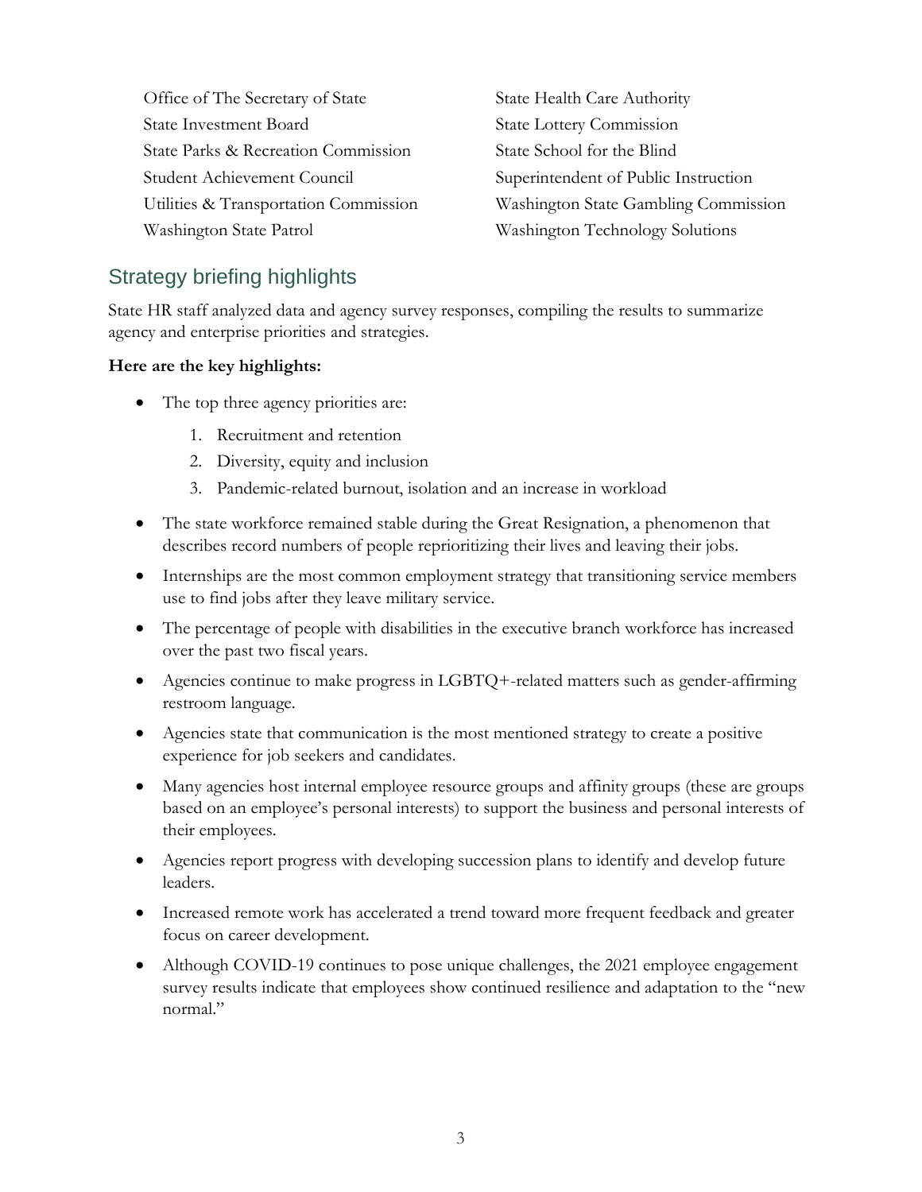Office of The Secretary of State
State Health Care Authority
State Investment Board
State Lottery Commission
State Parks & Recreation Commission
State School for the Blind
Student Achievement Council
Superintendent of Public Instruction
Utilities & Transportation Commission
Washington State Gambling Commission
Washington State Patrol
Washington Technology Solutions

## Strategy briefing highlights

State HR staff analyzed data and agency survey responses, compiling the results to summarize agency and enterprise priorities and strategies.

**Here are the key highlights:**

- The top three agency priorities are:
  1. Recruitment and retention
  2. Diversity, equity and inclusion
  3. Pandemic-related burnout, isolation and an increase in workload
- The state workforce remained stable during the Great Resignation, a phenomenon that describes record numbers of people reprioritizing their lives and leaving their jobs.
- Internships are the most common employment strategy that transitioning service members use to find jobs after they leave military service.
- The percentage of people with disabilities in the executive branch workforce has increased over the past two fiscal years.
- Agencies continue to make progress in LGBTQ+-related matters such as gender-affirming restroom language.
- Agencies state that communication is the most mentioned strategy to create a positive experience for job seekers and candidates.
- Many agencies host internal employee resource groups and affinity groups (these are groups based on an employee's personal interests) to support the business and personal interests of their employees.
- Agencies report progress with developing succession plans to identify and develop future leaders.
- Increased remote work has accelerated a trend toward more frequent feedback and greater focus on career development.
- Although COVID-19 continues to pose unique challenges, the 2021 employee engagement survey results indicate that employees show continued resilience and adaptation to the "new normal."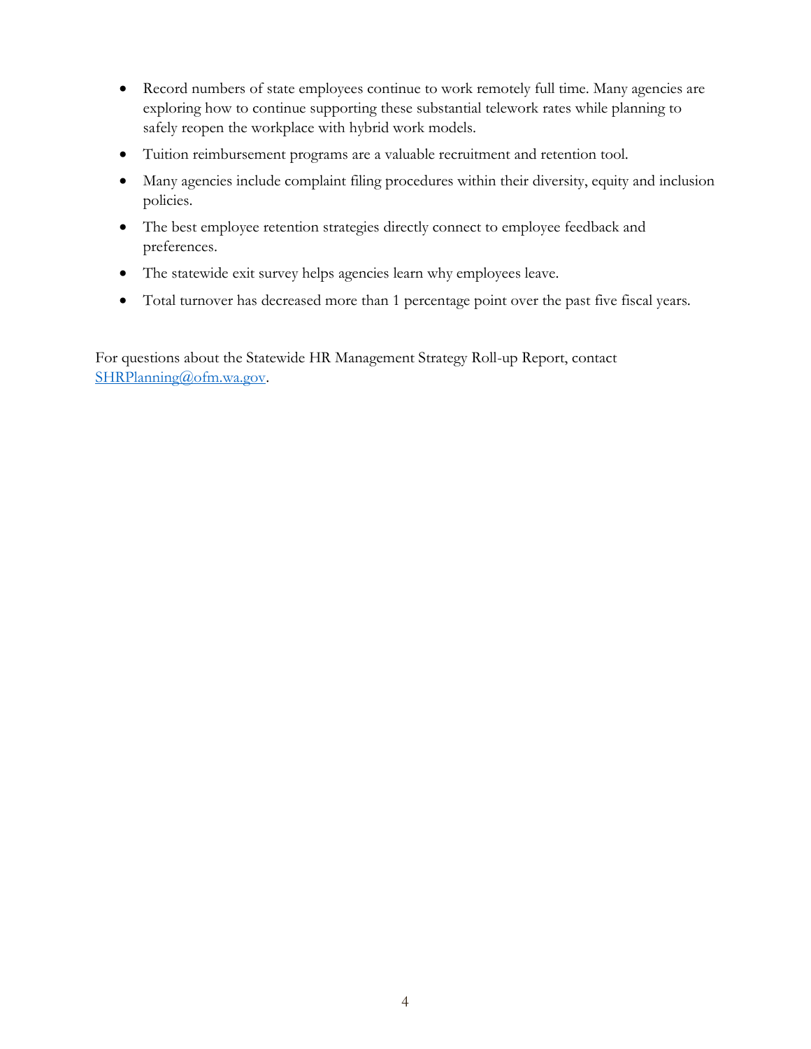- Record numbers of state employees continue to work remotely full time. Many agencies are exploring how to continue supporting these substantial telework rates while planning to safely reopen the workplace with hybrid work models.
- Tuition reimbursement programs are a valuable recruitment and retention tool.
- Many agencies include complaint filing procedures within their diversity, equity and inclusion policies.
- The best employee retention strategies directly connect to employee feedback and preferences.
- The statewide exit survey helps agencies learn why employees leave.
- Total turnover has decreased more than 1 percentage point over the past five fiscal years.

For questions about the Statewide HR Management Strategy Roll-up Report, contact [SHRPlanning@ofm.wa.gov](mailto:SHRPlanning@ofm.wa.gov).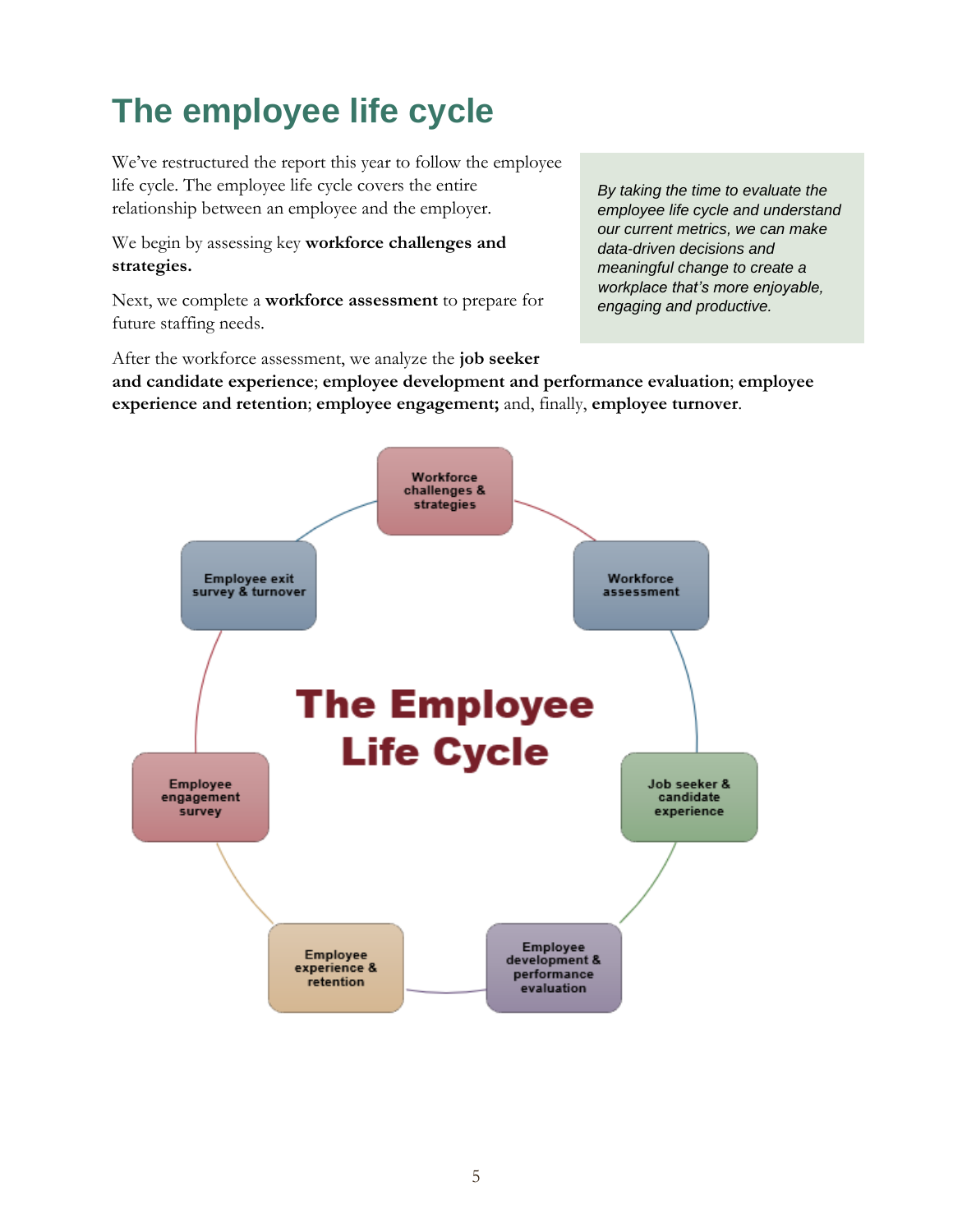# The employee life cycle

We've restructured the report this year to follow the employee life cycle. The employee life cycle covers the entire relationship between an employee and the employer.

We begin by assessing key **workforce challenges and strategies.**

Next, we complete a **workforce assessment** to prepare for future staffing needs.

*By taking the time to evaluate the employee life cycle and understand our current metrics, we can make data-driven decisions and meaningful change to create a workplace that's more enjoyable, engaging and productive.*

After the workforce assessment, we analyze the **job seeker and candidate experience**; **employee development and performance evaluation**; **employee experience and retention**; **employee engagement;** and, finally, **employee turnover**.

**The Employee Life Cycle**

- Workforce challenges & strategies
- Workforce assessment
- Job seeker & candidate experience
- Employee development & performance evaluation
- Employee experience & retention
- Employee engagement survey
- Employee exit survey & turnover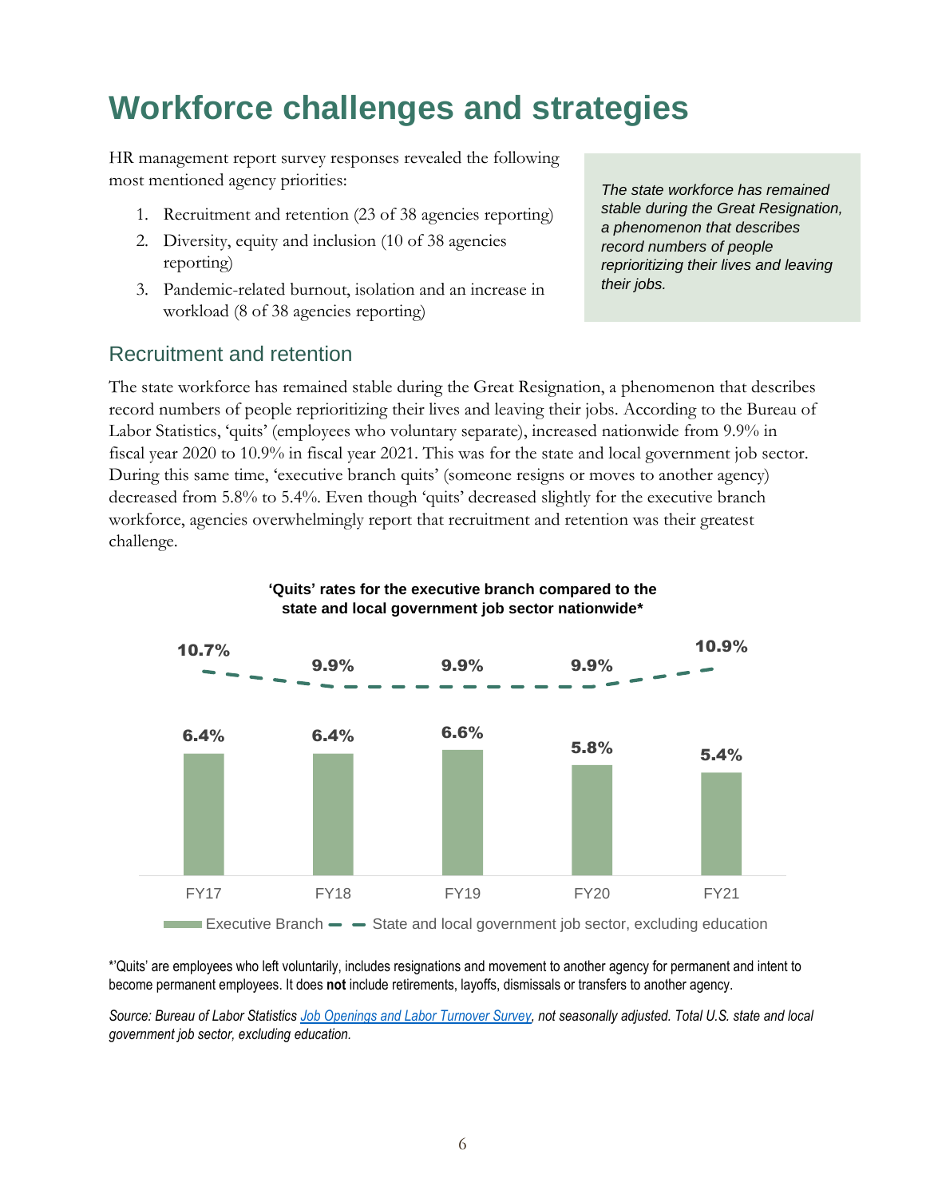# Workforce challenges and strategies

HR management report survey responses revealed the following most mentioned agency priorities:

1. Recruitment and retention (23 of 38 agencies reporting)
2. Diversity, equity and inclusion (10 of 38 agencies reporting)
3. Pandemic-related burnout, isolation and an increase in workload (8 of 38 agencies reporting)

*The state workforce has remained stable during the Great Resignation, a phenomenon that describes record numbers of people reprioritizing their lives and leaving their jobs.*

## Recruitment and retention

The state workforce has remained stable during the Great Resignation, a phenomenon that describes record numbers of people reprioritizing their lives and leaving their jobs. According to the Bureau of Labor Statistics, 'quits' (employees who voluntary separate), increased nationwide from 9.9% in fiscal year 2020 to 10.9% in fiscal year 2021. This was for the state and local government job sector. During this same time, 'executive branch quits' (someone resigns or moves to another agency) decreased from 5.8% to 5.4%. Even though 'quits' decreased slightly for the executive branch workforce, agencies overwhelmingly report that recruitment and retention was their greatest challenge.

**'Quits' rates for the executive branch compared to the state and local government job sector nationwide***

| | FY17 | FY18 | FY19 | FY20 | FY21 |
|---|---|---|---|---|---|
| Executive Branch | 6.4% | 6.4% | 6.6% | 5.8% | 5.4% |
| State and local government job sector, excluding education | 10.7% | 9.9% | 9.9% | 9.9% | 10.9% |

*'Quits' are employees who left voluntarily, includes resignations and movement to another agency for permanent and intent to become permanent employees. It does **not** include retirements, layoffs, dismissals or transfers to another agency.

*Source: Bureau of Labor Statistics [Job Openings and Labor Turnover Survey](), not seasonally adjusted. Total U.S. state and local government job sector, excluding education.*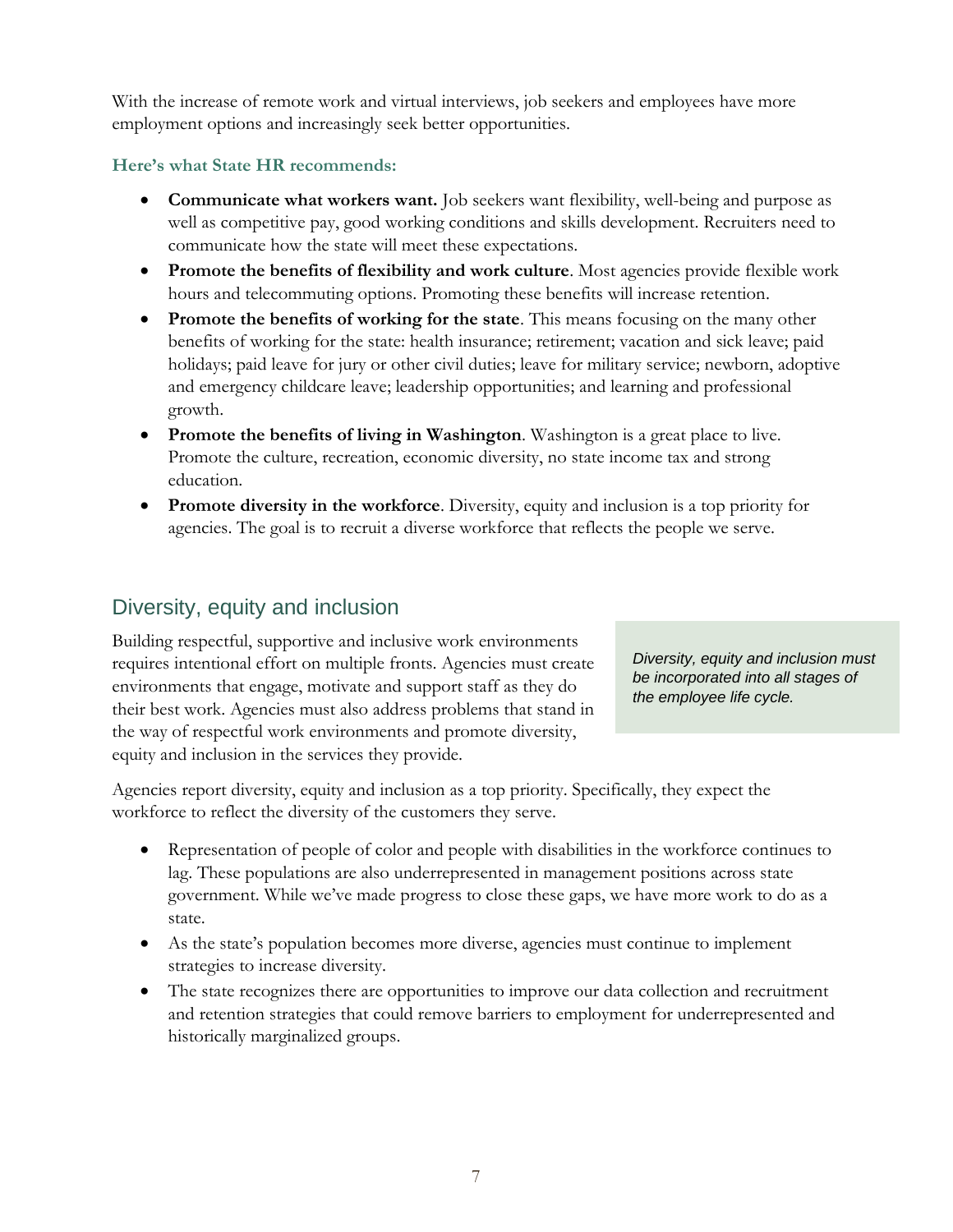With the increase of remote work and virtual interviews, job seekers and employees have more employment options and increasingly seek better opportunities.

**Here's what State HR recommends:**

- **Communicate what workers want.** Job seekers want flexibility, well-being and purpose as well as competitive pay, good working conditions and skills development. Recruiters need to communicate how the state will meet these expectations.
- **Promote the benefits of flexibility and work culture**. Most agencies provide flexible work hours and telecommuting options. Promoting these benefits will increase retention.
- **Promote the benefits of working for the state**. This means focusing on the many other benefits of working for the state: health insurance; retirement; vacation and sick leave; paid holidays; paid leave for jury or other civil duties; leave for military service; newborn, adoptive and emergency childcare leave; leadership opportunities; and learning and professional growth.
- **Promote the benefits of living in Washington**. Washington is a great place to live. Promote the culture, recreation, economic diversity, no state income tax and strong education.
- **Promote diversity in the workforce**. Diversity, equity and inclusion is a top priority for agencies. The goal is to recruit a diverse workforce that reflects the people we serve.

## Diversity, equity and inclusion

Building respectful, supportive and inclusive work environments requires intentional effort on multiple fronts. Agencies must create environments that engage, motivate and support staff as they do their best work. Agencies must also address problems that stand in the way of respectful work environments and promote diversity, equity and inclusion in the services they provide.

*Diversity, equity and inclusion must be incorporated into all stages of the employee life cycle.*

Agencies report diversity, equity and inclusion as a top priority. Specifically, they expect the workforce to reflect the diversity of the customers they serve.

- Representation of people of color and people with disabilities in the workforce continues to lag. These populations are also underrepresented in management positions across state government. While we've made progress to close these gaps, we have more work to do as a state.
- As the state's population becomes more diverse, agencies must continue to implement strategies to increase diversity.
- The state recognizes there are opportunities to improve our data collection and recruitment and retention strategies that could remove barriers to employment for underrepresented and historically marginalized groups.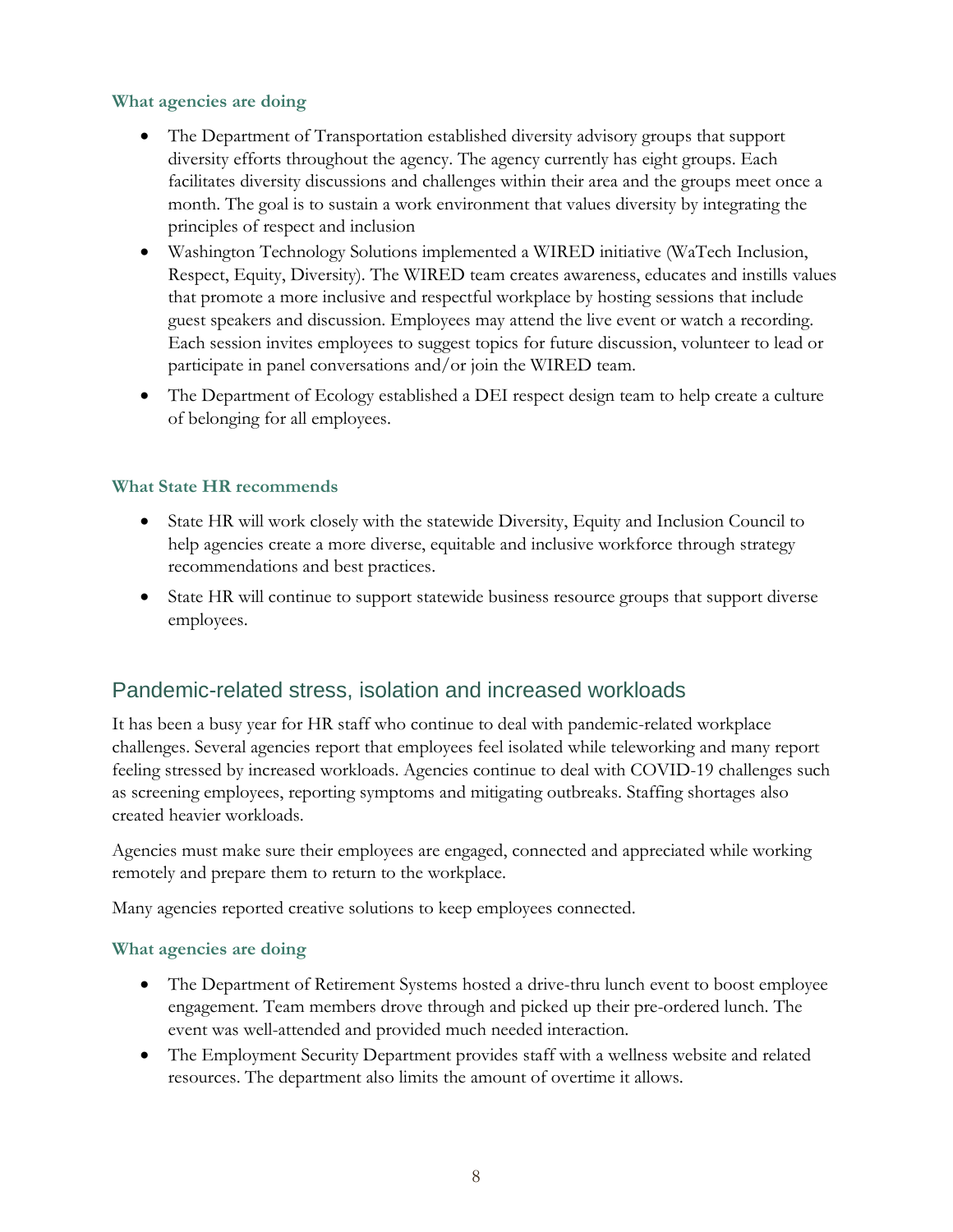#### What agencies are doing

- The Department of Transportation established diversity advisory groups that support diversity efforts throughout the agency. The agency currently has eight groups. Each facilitates diversity discussions and challenges within their area and the groups meet once a month. The goal is to sustain a work environment that values diversity by integrating the principles of respect and inclusion
- Washington Technology Solutions implemented a WIRED initiative (WaTech Inclusion, Respect, Equity, Diversity). The WIRED team creates awareness, educates and instills values that promote a more inclusive and respectful workplace by hosting sessions that include guest speakers and discussion. Employees may attend the live event or watch a recording. Each session invites employees to suggest topics for future discussion, volunteer to lead or participate in panel conversations and/or join the WIRED team.
- The Department of Ecology established a DEI respect design team to help create a culture of belonging for all employees.

#### What State HR recommends

- State HR will work closely with the statewide Diversity, Equity and Inclusion Council to help agencies create a more diverse, equitable and inclusive workforce through strategy recommendations and best practices.
- State HR will continue to support statewide business resource groups that support diverse employees.

## Pandemic-related stress, isolation and increased workloads

It has been a busy year for HR staff who continue to deal with pandemic-related workplace challenges. Several agencies report that employees feel isolated while teleworking and many report feeling stressed by increased workloads. Agencies continue to deal with COVID-19 challenges such as screening employees, reporting symptoms and mitigating outbreaks. Staffing shortages also created heavier workloads.

Agencies must make sure their employees are engaged, connected and appreciated while working remotely and prepare them to return to the workplace.

Many agencies reported creative solutions to keep employees connected.

#### What agencies are doing

- The Department of Retirement Systems hosted a drive-thru lunch event to boost employee engagement. Team members drove through and picked up their pre-ordered lunch. The event was well-attended and provided much needed interaction.
- The Employment Security Department provides staff with a wellness website and related resources. The department also limits the amount of overtime it allows.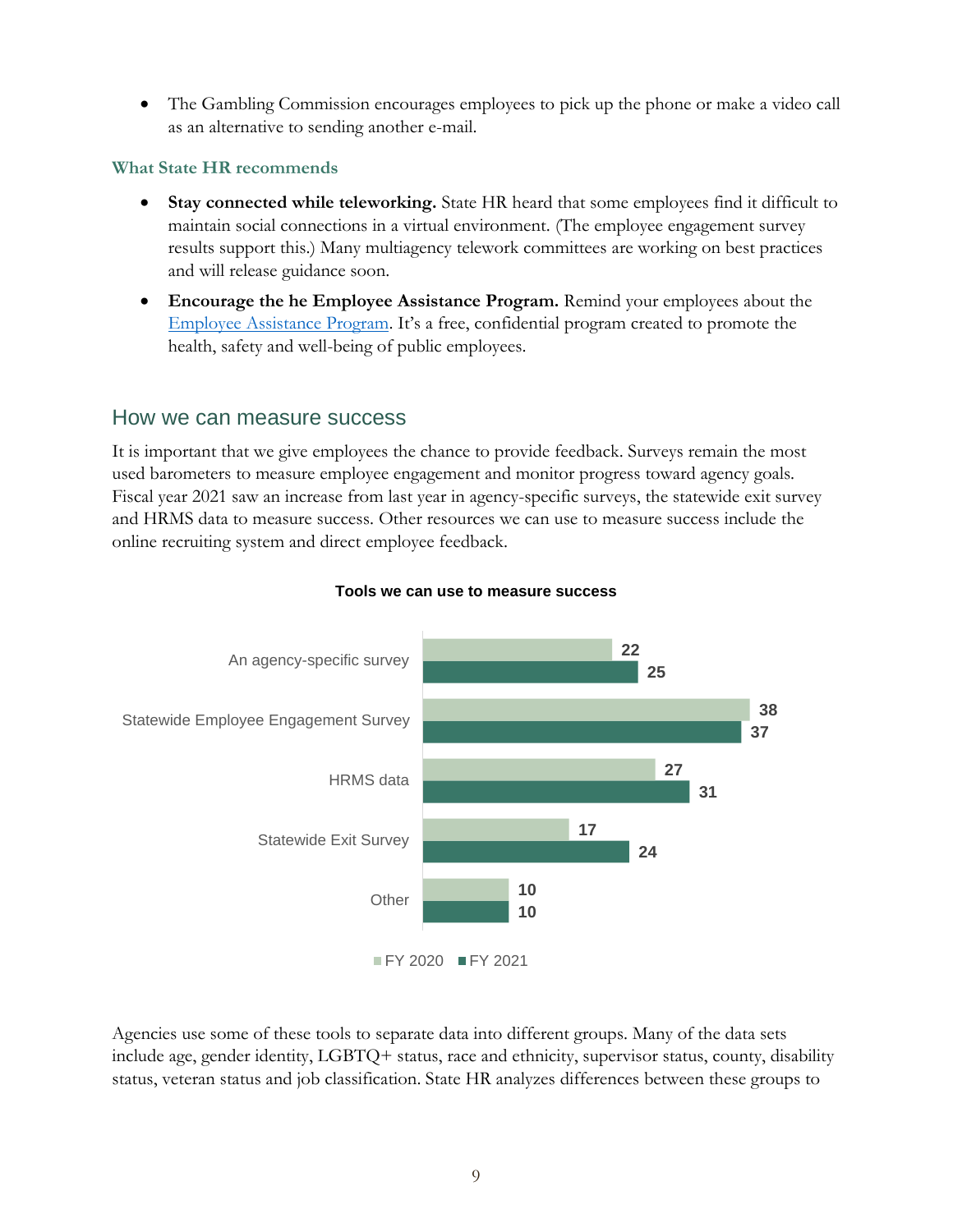- The Gambling Commission encourages employees to pick up the phone or make a video call as an alternative to sending another e-mail.

### What State HR recommends

- **Stay connected while teleworking.** State HR heard that some employees find it difficult to maintain social connections in a virtual environment. (The employee engagement survey results support this.) Many multiagency telework committees are working on best practices and will release guidance soon.
- **Encourage the he Employee Assistance Program.** Remind your employees about the Employee Assistance Program. It's a free, confidential program created to promote the health, safety and well-being of public employees.

## How we can measure success

It is important that we give employees the chance to provide feedback. Surveys remain the most used barometers to measure employee engagement and monitor progress toward agency goals. Fiscal year 2021 saw an increase from last year in agency-specific surveys, the statewide exit survey and HRMS data to measure success. Other resources we can use to measure success include the online recruiting system and direct employee feedback.

**Tools we can use to measure success**

| Tool | FY 2020 | FY 2021 |
| --- | --- | --- |
| An agency-specific survey | 22 | 25 |
| Statewide Employee Engagement Survey | 38 | 37 |
| HRMS data | 27 | 31 |
| Statewide Exit Survey | 17 | 24 |
| Other | 10 | 10 |

Agencies use some of these tools to separate data into different groups. Many of the data sets include age, gender identity, LGBTQ+ status, race and ethnicity, supervisor status, county, disability status, veteran status and job classification. State HR analyzes differences between these groups to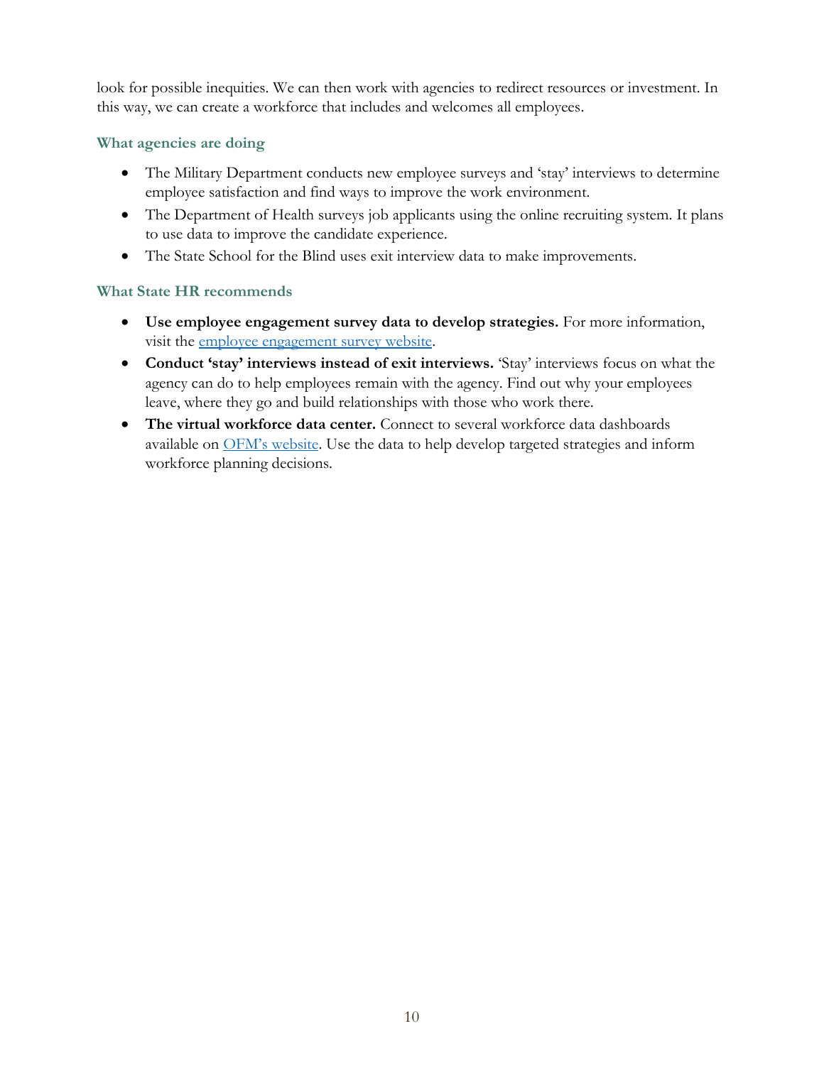look for possible inequities. We can then work with agencies to redirect resources or investment. In this way, we can create a workforce that includes and welcomes all employees.

### What agencies are doing

- The Military Department conducts new employee surveys and 'stay' interviews to determine employee satisfaction and find ways to improve the work environment.
- The Department of Health surveys job applicants using the online recruiting system. It plans to use data to improve the candidate experience.
- The State School for the Blind uses exit interview data to make improvements.

### What State HR recommends

- **Use employee engagement survey data to develop strategies.** For more information, visit the employee engagement survey website.
- **Conduct 'stay' interviews instead of exit interviews.** 'Stay' interviews focus on what the agency can do to help employees remain with the agency. Find out why your employees leave, where they go and build relationships with those who work there.
- **The virtual workforce data center.** Connect to several workforce data dashboards available on OFM's website. Use the data to help develop targeted strategies and inform workforce planning decisions.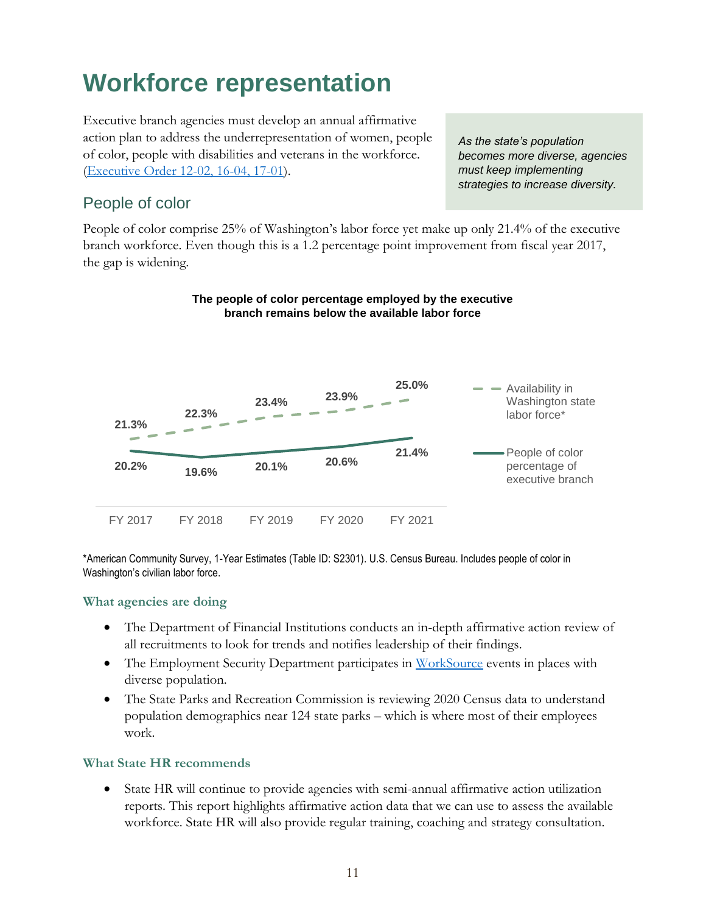# Workforce representation

Executive branch agencies must develop an annual affirmative action plan to address the underrepresentation of women, people of color, people with disabilities and veterans in the workforce. (Executive Order 12-02, 16-04, 17-01).

*As the state's population becomes more diverse, agencies must keep implementing strategies to increase diversity.*

## People of color

People of color comprise 25% of Washington's labor force yet make up only 21.4% of the executive branch workforce. Even though this is a 1.2 percentage point improvement from fiscal year 2017, the gap is widening.

**The people of color percentage employed by the executive branch remains below the available labor force**

| | FY 2017 | FY 2018 | FY 2019 | FY 2020 | FY 2021 |
|---|---|---|---|---|---|
| Availability in Washington state labor force* | 21.3% | 22.3% | 23.4% | 23.9% | 25.0% |
| People of color percentage of executive branch | 20.2% | 19.6% | 20.1% | 20.6% | 21.4% |

*American Community Survey, 1-Year Estimates (Table ID: S2301). U.S. Census Bureau. Includes people of color in Washington's civilian labor force.

### What agencies are doing

- The Department of Financial Institutions conducts an in-depth affirmative action review of all recruitments to look for trends and notifies leadership of their findings.
- The Employment Security Department participates in WorkSource events in places with diverse population.
- The State Parks and Recreation Commission is reviewing 2020 Census data to understand population demographics near 124 state parks – which is where most of their employees work.

### What State HR recommends

- State HR will continue to provide agencies with semi-annual affirmative action utilization reports. This report highlights affirmative action data that we can use to assess the available workforce. State HR will also provide regular training, coaching and strategy consultation.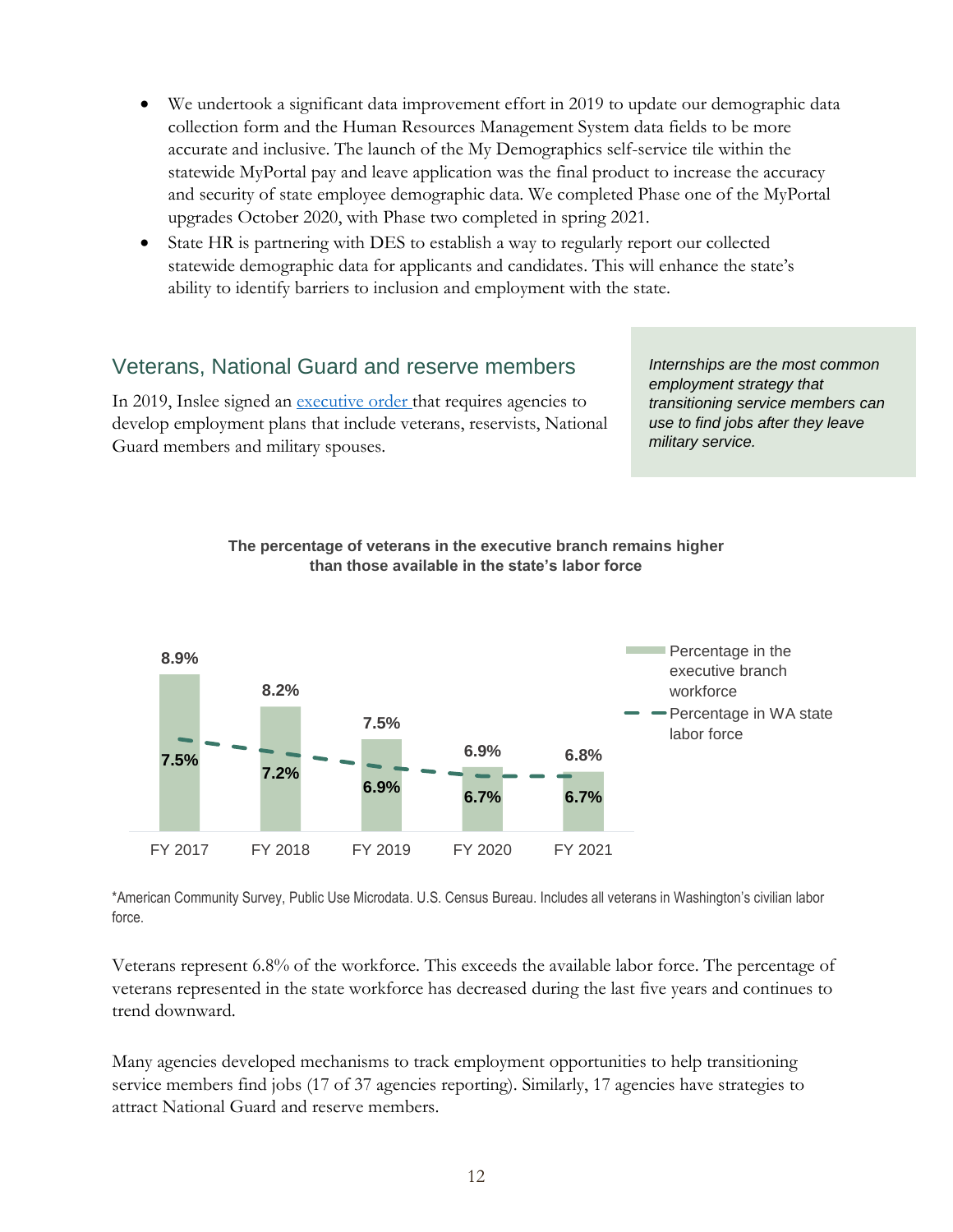- We undertook a significant data improvement effort in 2019 to update our demographic data collection form and the Human Resources Management System data fields to be more accurate and inclusive. The launch of the My Demographics self-service tile within the statewide MyPortal pay and leave application was the final product to increase the accuracy and security of state employee demographic data. We completed Phase one of the MyPortal upgrades October 2020, with Phase two completed in spring 2021.
- State HR is partnering with DES to establish a way to regularly report our collected statewide demographic data for applicants and candidates. This will enhance the state's ability to identify barriers to inclusion and employment with the state.

## Veterans, National Guard and reserve members

In 2019, Inslee signed an executive order that requires agencies to develop employment plans that include veterans, reservists, National Guard members and military spouses.

*Internships are the most common employment strategy that transitioning service members can use to find jobs after they leave military service.*

**The percentage of veterans in the executive branch remains higher than those available in the state's labor force**

| | FY 2017 | FY 2018 | FY 2019 | FY 2020 | FY 2021 |
|---|---|---|---|---|---|
| Percentage in the executive branch workforce | 8.9% | 8.2% | 7.5% | 6.9% | 6.8% |
| Percentage in WA state labor force | 7.5% | 7.2% | 6.9% | 6.7% | 6.7% |

*American Community Survey, Public Use Microdata. U.S. Census Bureau. Includes all veterans in Washington's civilian labor force.

Veterans represent 6.8% of the workforce. This exceeds the available labor force. The percentage of veterans represented in the state workforce has decreased during the last five years and continues to trend downward.

Many agencies developed mechanisms to track employment opportunities to help transitioning service members find jobs (17 of 37 agencies reporting). Similarly, 17 agencies have strategies to attract National Guard and reserve members.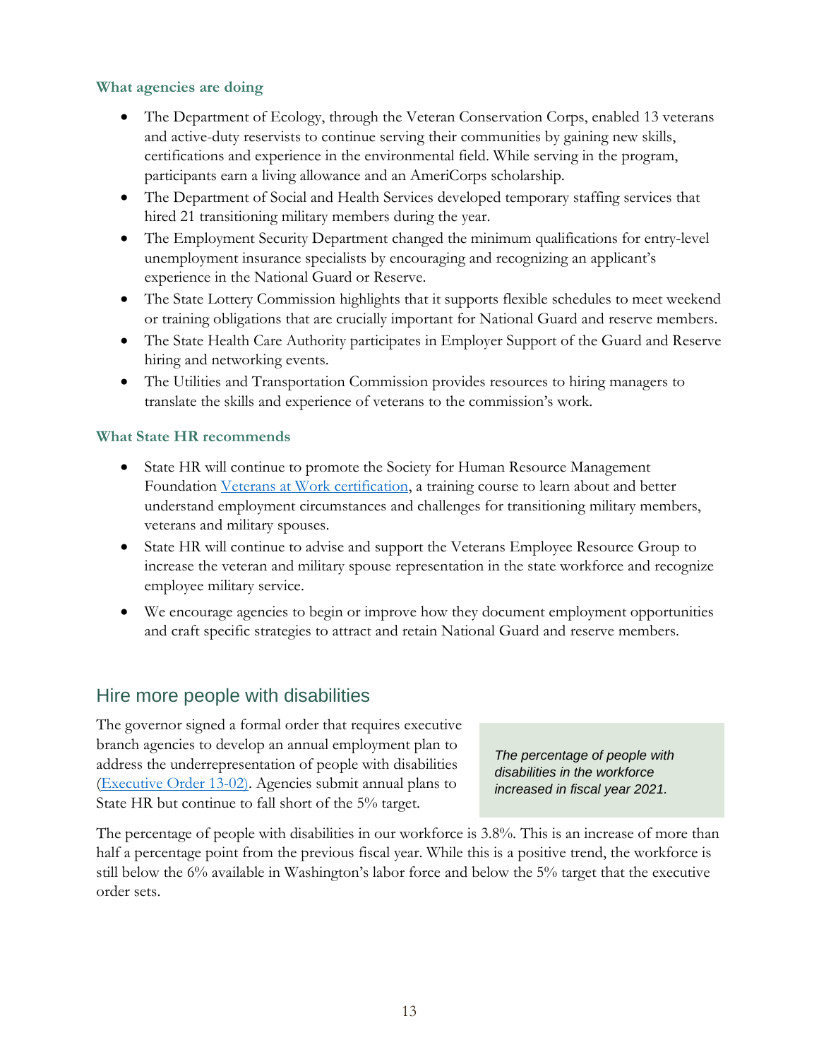### What agencies are doing

- The Department of Ecology, through the Veteran Conservation Corps, enabled 13 veterans and active-duty reservists to continue serving their communities by gaining new skills, certifications and experience in the environmental field. While serving in the program, participants earn a living allowance and an AmeriCorps scholarship.
- The Department of Social and Health Services developed temporary staffing services that hired 21 transitioning military members during the year.
- The Employment Security Department changed the minimum qualifications for entry-level unemployment insurance specialists by encouraging and recognizing an applicant's experience in the National Guard or Reserve.
- The State Lottery Commission highlights that it supports flexible schedules to meet weekend or training obligations that are crucially important for National Guard and reserve members.
- The State Health Care Authority participates in Employer Support of the Guard and Reserve hiring and networking events.
- The Utilities and Transportation Commission provides resources to hiring managers to translate the skills and experience of veterans to the commission's work.

### What State HR recommends

- State HR will continue to promote the Society for Human Resource Management Foundation [Veterans at Work certification](), a training course to learn about and better understand employment circumstances and challenges for transitioning military members, veterans and military spouses.
- State HR will continue to advise and support the Veterans Employee Resource Group to increase the veteran and military spouse representation in the state workforce and recognize employee military service.
- We encourage agencies to begin or improve how they document employment opportunities and craft specific strategies to attract and retain National Guard and reserve members.

## Hire more people with disabilities

The governor signed a formal order that requires executive branch agencies to develop an annual employment plan to address the underrepresentation of people with disabilities ([Executive Order 13-02]()). Agencies submit annual plans to State HR but continue to fall short of the 5% target.

*The percentage of people with disabilities in the workforce increased in fiscal year 2021.*

The percentage of people with disabilities in our workforce is 3.8%. This is an increase of more than half a percentage point from the previous fiscal year. While this is a positive trend, the workforce is still below the 6% available in Washington's labor force and below the 5% target that the executive order sets.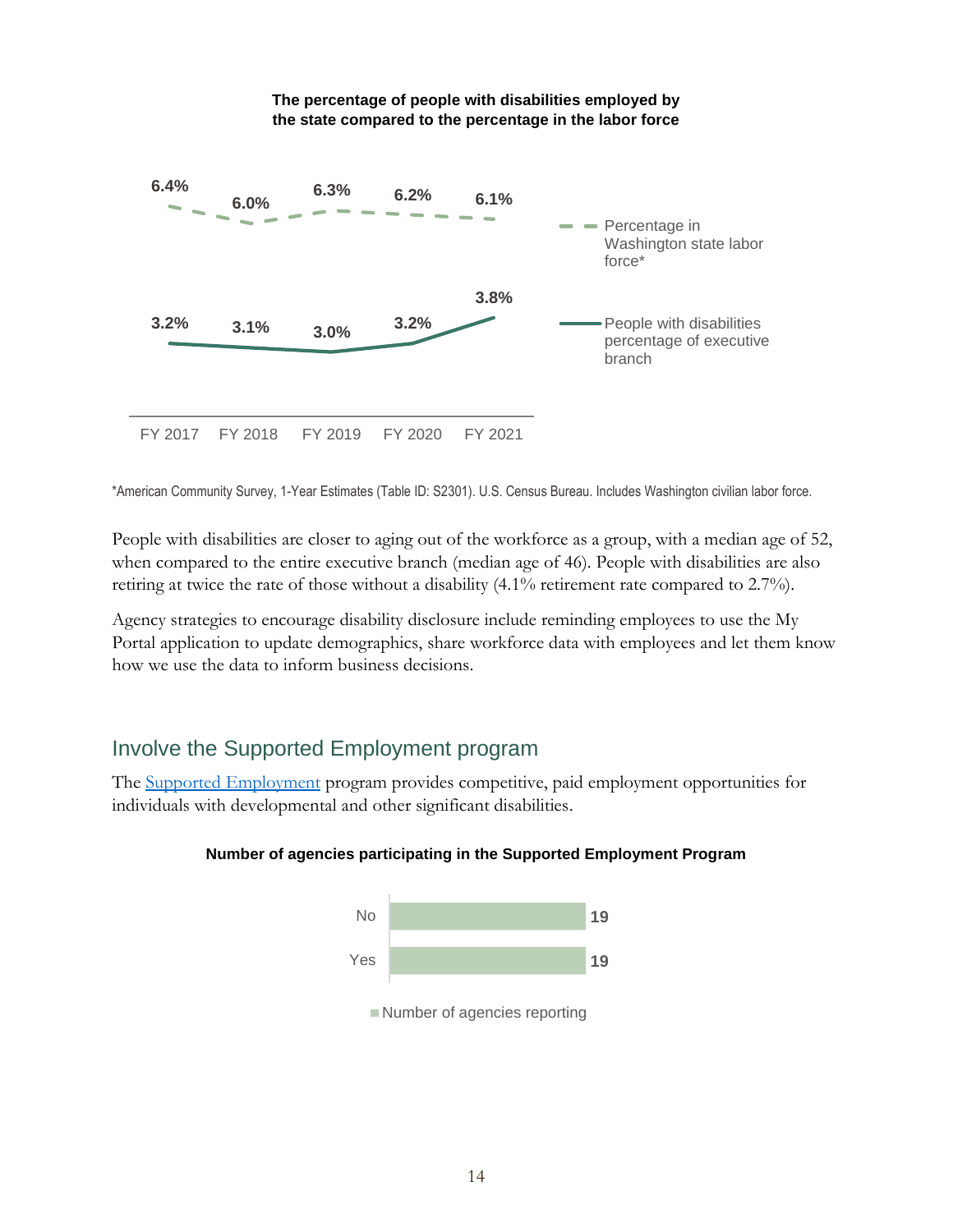**The percentage of people with disabilities employed by the state compared to the percentage in the labor force**

| | FY 2017 | FY 2018 | FY 2019 | FY 2020 | FY 2021 |
|---|---|---|---|---|---|
| Percentage in Washington state labor force* | 6.4% | 6.0% | 6.3% | 6.2% | 6.1% |
| People with disabilities percentage of executive branch | 3.2% | 3.1% | 3.0% | 3.2% | 3.8% |

*American Community Survey, 1-Year Estimates (Table ID: S2301). U.S. Census Bureau. Includes Washington civilian labor force.

People with disabilities are closer to aging out of the workforce as a group, with a median age of 52, when compared to the entire executive branch (median age of 46). People with disabilities are also retiring at twice the rate of those without a disability (4.1% retirement rate compared to 2.7%).

Agency strategies to encourage disability disclosure include reminding employees to use the My Portal application to update demographics, share workforce data with employees and let them know how we use the data to inform business decisions.

## Involve the Supported Employment program

The Supported Employment program provides competitive, paid employment opportunities for individuals with developmental and other significant disabilities.

**Number of agencies participating in the Supported Employment Program**

| | Number of agencies reporting |
|---|---|
| No | 19 |
| Yes | 19 |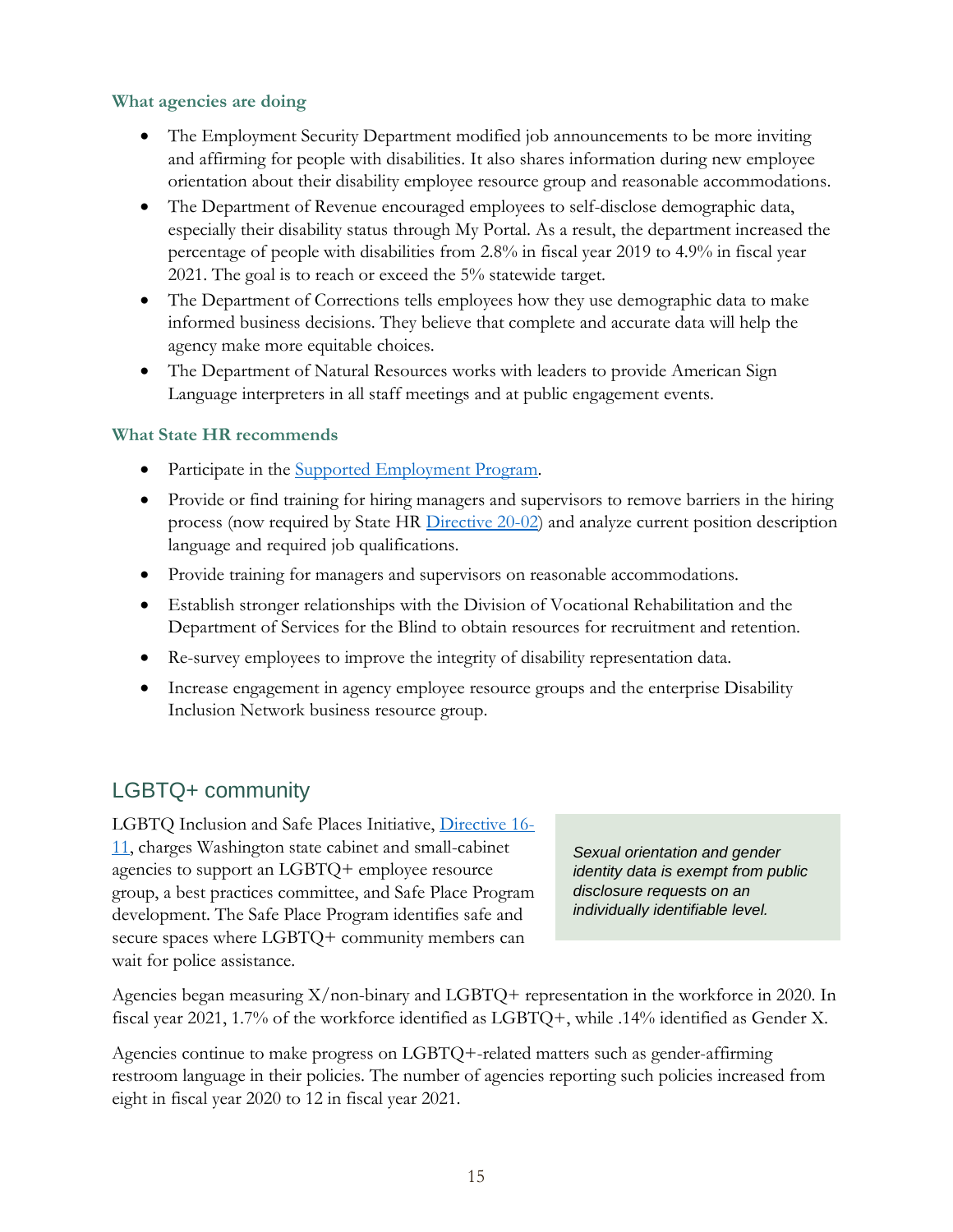### What agencies are doing

- The Employment Security Department modified job announcements to be more inviting and affirming for people with disabilities. It also shares information during new employee orientation about their disability employee resource group and reasonable accommodations.
- The Department of Revenue encouraged employees to self-disclose demographic data, especially their disability status through My Portal. As a result, the department increased the percentage of people with disabilities from 2.8% in fiscal year 2019 to 4.9% in fiscal year 2021. The goal is to reach or exceed the 5% statewide target.
- The Department of Corrections tells employees how they use demographic data to make informed business decisions. They believe that complete and accurate data will help the agency make more equitable choices.
- The Department of Natural Resources works with leaders to provide American Sign Language interpreters in all staff meetings and at public engagement events.

### What State HR recommends

- Participate in the Supported Employment Program.
- Provide or find training for hiring managers and supervisors to remove barriers in the hiring process (now required by State HR Directive 20-02) and analyze current position description language and required job qualifications.
- Provide training for managers and supervisors on reasonable accommodations.
- Establish stronger relationships with the Division of Vocational Rehabilitation and the Department of Services for the Blind to obtain resources for recruitment and retention.
- Re-survey employees to improve the integrity of disability representation data.
- Increase engagement in agency employee resource groups and the enterprise Disability Inclusion Network business resource group.

## LGBTQ+ community

LGBTQ Inclusion and Safe Places Initiative, Directive 16-11, charges Washington state cabinet and small-cabinet agencies to support an LGBTQ+ employee resource group, a best practices committee, and Safe Place Program development. The Safe Place Program identifies safe and secure spaces where LGBTQ+ community members can wait for police assistance.

*Sexual orientation and gender identity data is exempt from public disclosure requests on an individually identifiable level.*

Agencies began measuring X/non-binary and LGBTQ+ representation in the workforce in 2020. In fiscal year 2021, 1.7% of the workforce identified as LGBTQ+, while .14% identified as Gender X.

Agencies continue to make progress on LGBTQ+-related matters such as gender-affirming restroom language in their policies. The number of agencies reporting such policies increased from eight in fiscal year 2020 to 12 in fiscal year 2021.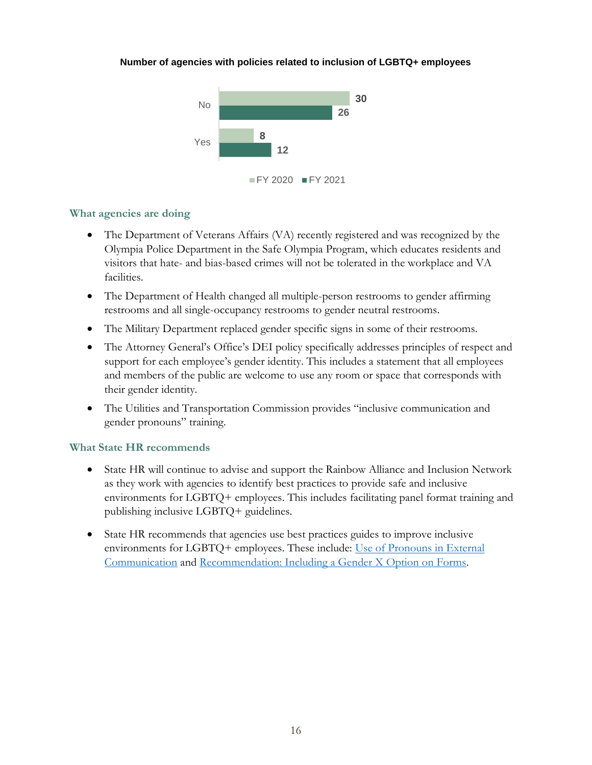**Number of agencies with policies related to inclusion of LGBTQ+ employees**

| | FY 2020 | FY 2021 |
|---|---|---|
| No | 30 | 26 |
| Yes | 8 | 12 |

### What agencies are doing

- The Department of Veterans Affairs (VA) recently registered and was recognized by the Olympia Police Department in the Safe Olympia Program, which educates residents and visitors that hate- and bias-based crimes will not be tolerated in the workplace and VA facilities.
- The Department of Health changed all multiple-person restrooms to gender affirming restrooms and all single-occupancy restrooms to gender neutral restrooms.
- The Military Department replaced gender specific signs in some of their restrooms.
- The Attorney General's Office's DEI policy specifically addresses principles of respect and support for each employee's gender identity. This includes a statement that all employees and members of the public are welcome to use any room or space that corresponds with their gender identity.
- The Utilities and Transportation Commission provides "inclusive communication and gender pronouns" training.

### What State HR recommends

- State HR will continue to advise and support the Rainbow Alliance and Inclusion Network as they work with agencies to identify best practices to provide safe and inclusive environments for LGBTQ+ employees. This includes facilitating panel format training and publishing inclusive LGBTQ+ guidelines.
- State HR recommends that agencies use best practices guides to improve inclusive environments for LGBTQ+ employees. These include: Use of Pronouns in External Communication and Recommendation: Including a Gender X Option on Forms.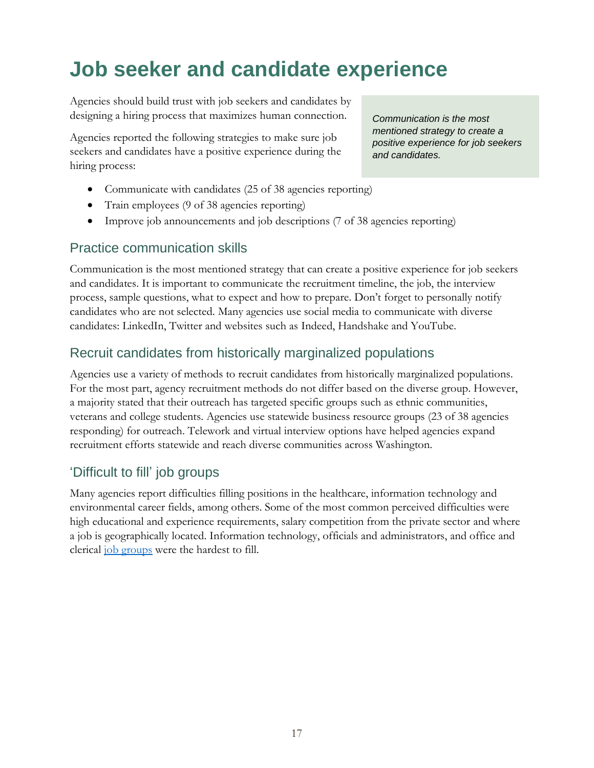# Job seeker and candidate experience

Agencies should build trust with job seekers and candidates by designing a hiring process that maximizes human connection.

Agencies reported the following strategies to make sure job seekers and candidates have a positive experience during the hiring process:

*Communication is the most mentioned strategy to create a positive experience for job seekers and candidates.*

- Communicate with candidates (25 of 38 agencies reporting)
- Train employees (9 of 38 agencies reporting)
- Improve job announcements and job descriptions (7 of 38 agencies reporting)

## Practice communication skills

Communication is the most mentioned strategy that can create a positive experience for job seekers and candidates. It is important to communicate the recruitment timeline, the job, the interview process, sample questions, what to expect and how to prepare. Don't forget to personally notify candidates who are not selected. Many agencies use social media to communicate with diverse candidates: LinkedIn, Twitter and websites such as Indeed, Handshake and YouTube.

## Recruit candidates from historically marginalized populations

Agencies use a variety of methods to recruit candidates from historically marginalized populations. For the most part, agency recruitment methods do not differ based on the diverse group. However, a majority stated that their outreach has targeted specific groups such as ethnic communities, veterans and college students. Agencies use statewide business resource groups (23 of 38 agencies responding) for outreach. Telework and virtual interview options have helped agencies expand recruitment efforts statewide and reach diverse communities across Washington.

## 'Difficult to fill' job groups

Many agencies report difficulties filling positions in the healthcare, information technology and environmental career fields, among others. Some of the most common perceived difficulties were high educational and experience requirements, salary competition from the private sector and where a job is geographically located. Information technology, officials and administrators, and office and clerical job groups were the hardest to fill.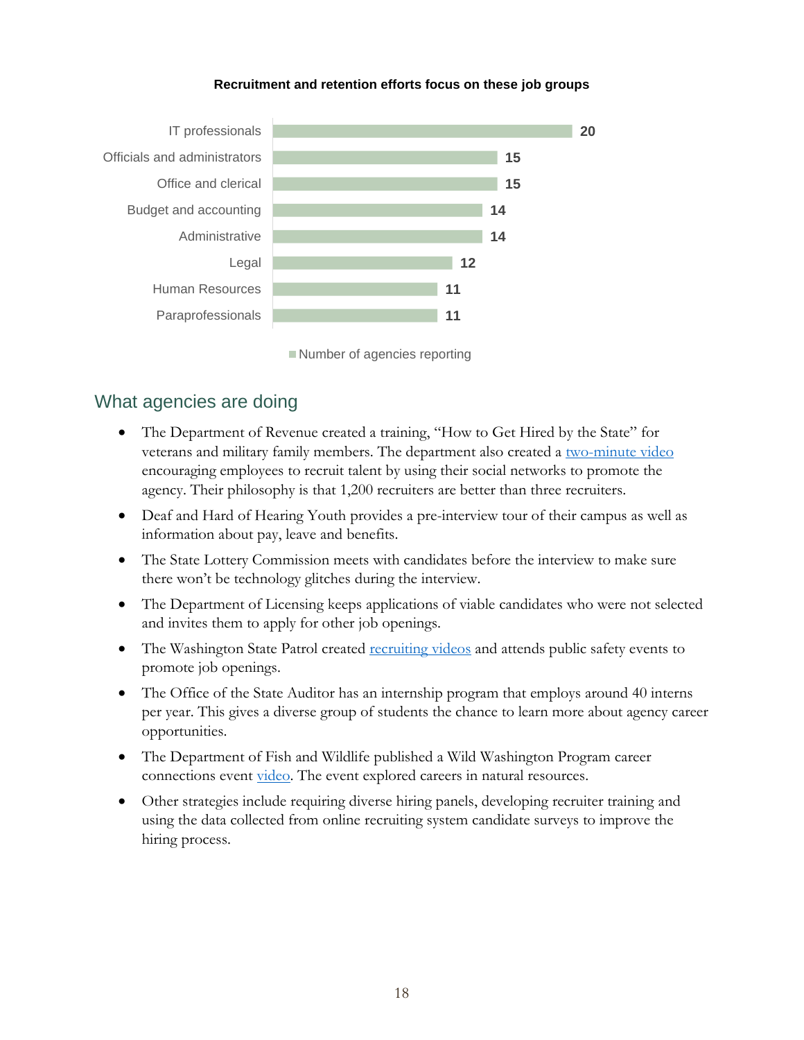**Recruitment and retention efforts focus on these job groups**

| Job group | Number of agencies reporting |
| --- | --- |
| IT professionals | 20 |
| Officials and administrators | 15 |
| Office and clerical | 15 |
| Budget and accounting | 14 |
| Administrative | 14 |
| Legal | 12 |
| Human Resources | 11 |
| Paraprofessionals | 11 |

## What agencies are doing

- The Department of Revenue created a training, "How to Get Hired by the State" for veterans and military family members. The department also created a two-minute video encouraging employees to recruit talent by using their social networks to promote the agency. Their philosophy is that 1,200 recruiters are better than three recruiters.
- Deaf and Hard of Hearing Youth provides a pre-interview tour of their campus as well as information about pay, leave and benefits.
- The State Lottery Commission meets with candidates before the interview to make sure there won't be technology glitches during the interview.
- The Department of Licensing keeps applications of viable candidates who were not selected and invites them to apply for other job openings.
- The Washington State Patrol created recruiting videos and attends public safety events to promote job openings.
- The Office of the State Auditor has an internship program that employs around 40 interns per year. This gives a diverse group of students the chance to learn more about agency career opportunities.
- The Department of Fish and Wildlife published a Wild Washington Program career connections event video. The event explored careers in natural resources.
- Other strategies include requiring diverse hiring panels, developing recruiter training and using the data collected from online recruiting system candidate surveys to improve the hiring process.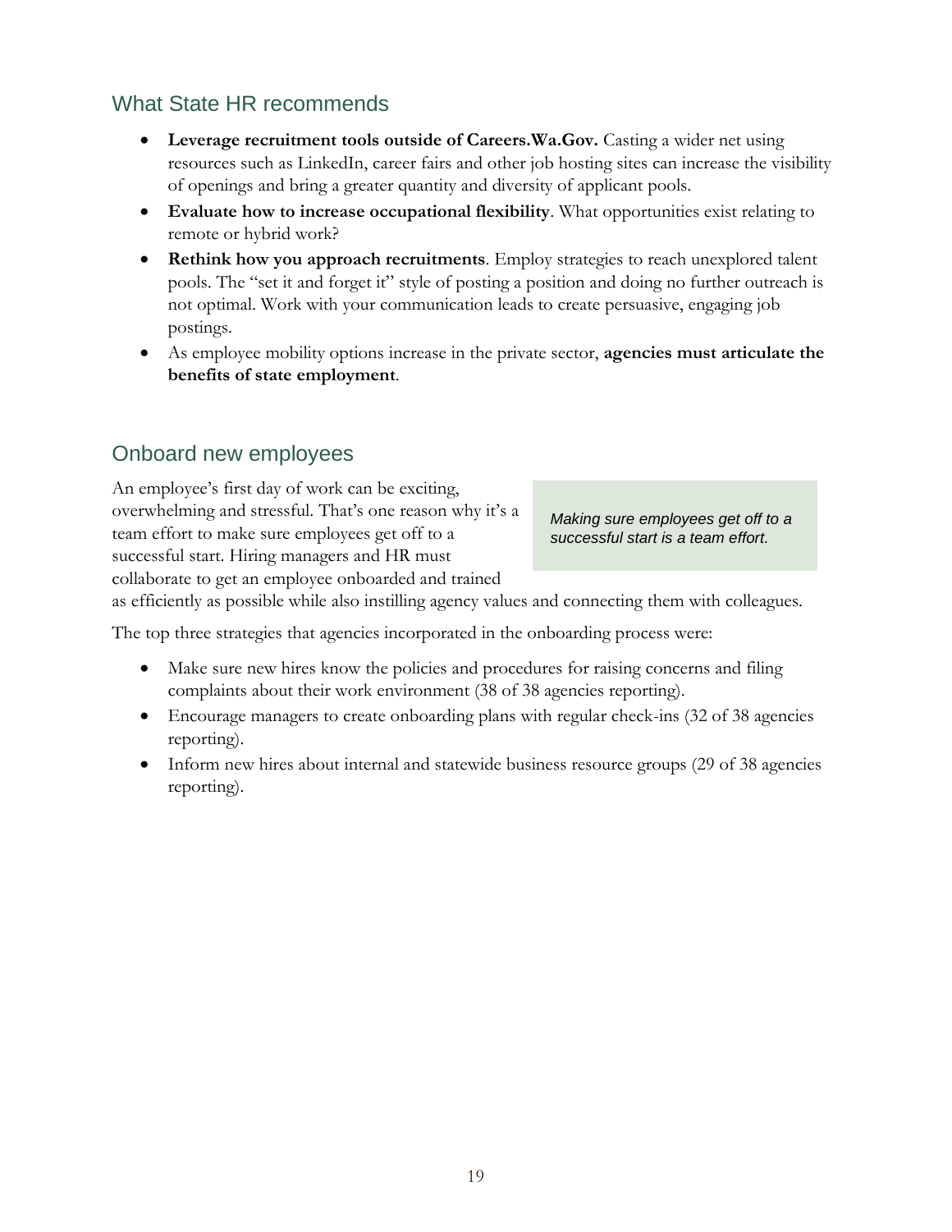## What State HR recommends

- **Leverage recruitment tools outside of Careers.Wa.Gov.** Casting a wider net using resources such as LinkedIn, career fairs and other job hosting sites can increase the visibility of openings and bring a greater quantity and diversity of applicant pools.
- **Evaluate how to increase occupational flexibility**. What opportunities exist relating to remote or hybrid work?
- **Rethink how you approach recruitments**. Employ strategies to reach unexplored talent pools. The "set it and forget it" style of posting a position and doing no further outreach is not optimal. Work with your communication leads to create persuasive, engaging job postings.
- As employee mobility options increase in the private sector, **agencies must articulate the benefits of state employment**.

## Onboard new employees

An employee's first day of work can be exciting, overwhelming and stressful. That's one reason why it's a team effort to make sure employees get off to a successful start. Hiring managers and HR must collaborate to get an employee onboarded and trained as efficiently as possible while also instilling agency values and connecting them with colleagues.

*Making sure employees get off to a successful start is a team effort.*

The top three strategies that agencies incorporated in the onboarding process were:

- Make sure new hires know the policies and procedures for raising concerns and filing complaints about their work environment (38 of 38 agencies reporting).
- Encourage managers to create onboarding plans with regular check-ins (32 of 38 agencies reporting).
- Inform new hires about internal and statewide business resource groups (29 of 38 agencies reporting).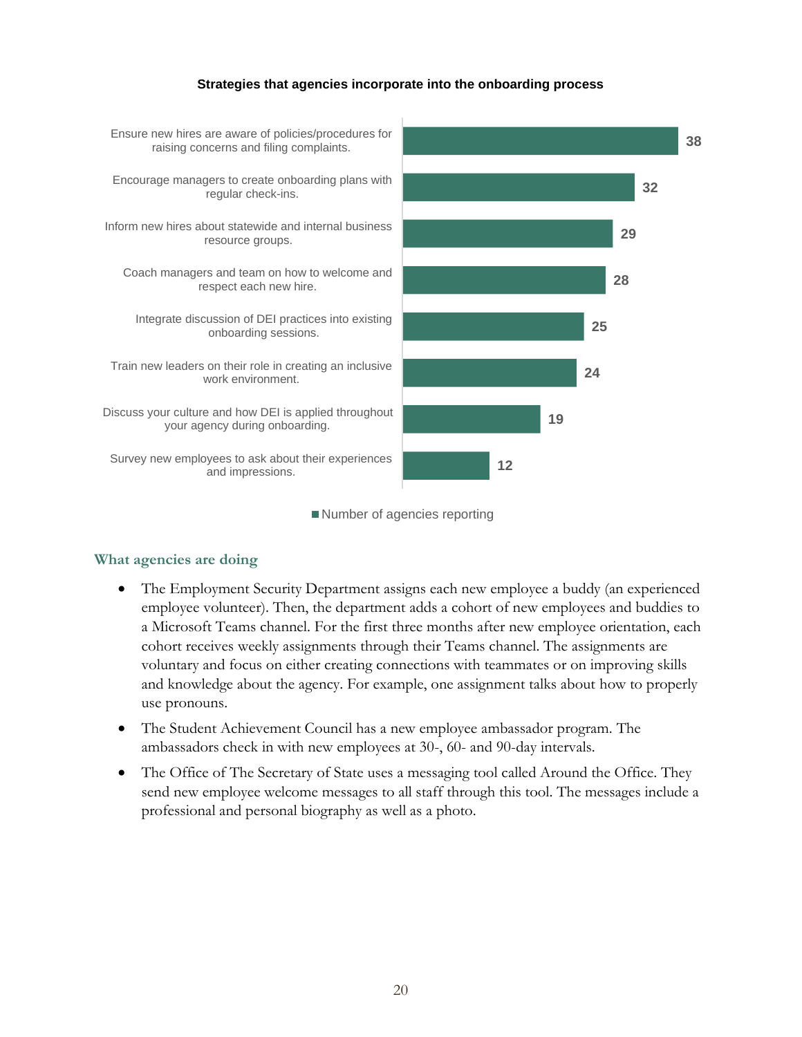**Strategies that agencies incorporate into the onboarding process**

| Strategy | Number of agencies reporting |
|---|---|
| Ensure new hires are aware of policies/procedures for raising concerns and filing complaints. | 38 |
| Encourage managers to create onboarding plans with regular check-ins. | 32 |
| Inform new hires about statewide and internal business resource groups. | 29 |
| Coach managers and team on how to welcome and respect each new hire. | 28 |
| Integrate discussion of DEI practices into existing onboarding sessions. | 25 |
| Train new leaders on their role in creating an inclusive work environment. | 24 |
| Discuss your culture and how DEI is applied throughout your agency during onboarding. | 19 |
| Survey new employees to ask about their experiences and impressions. | 12 |

### What agencies are doing

- The Employment Security Department assigns each new employee a buddy (an experienced employee volunteer). Then, the department adds a cohort of new employees and buddies to a Microsoft Teams channel. For the first three months after new employee orientation, each cohort receives weekly assignments through their Teams channel. The assignments are voluntary and focus on either creating connections with teammates or on improving skills and knowledge about the agency. For example, one assignment talks about how to properly use pronouns.
- The Student Achievement Council has a new employee ambassador program. The ambassadors check in with new employees at 30-, 60- and 90-day intervals.
- The Office of The Secretary of State uses a messaging tool called Around the Office. They send new employee welcome messages to all staff through this tool. The messages include a professional and personal biography as well as a photo.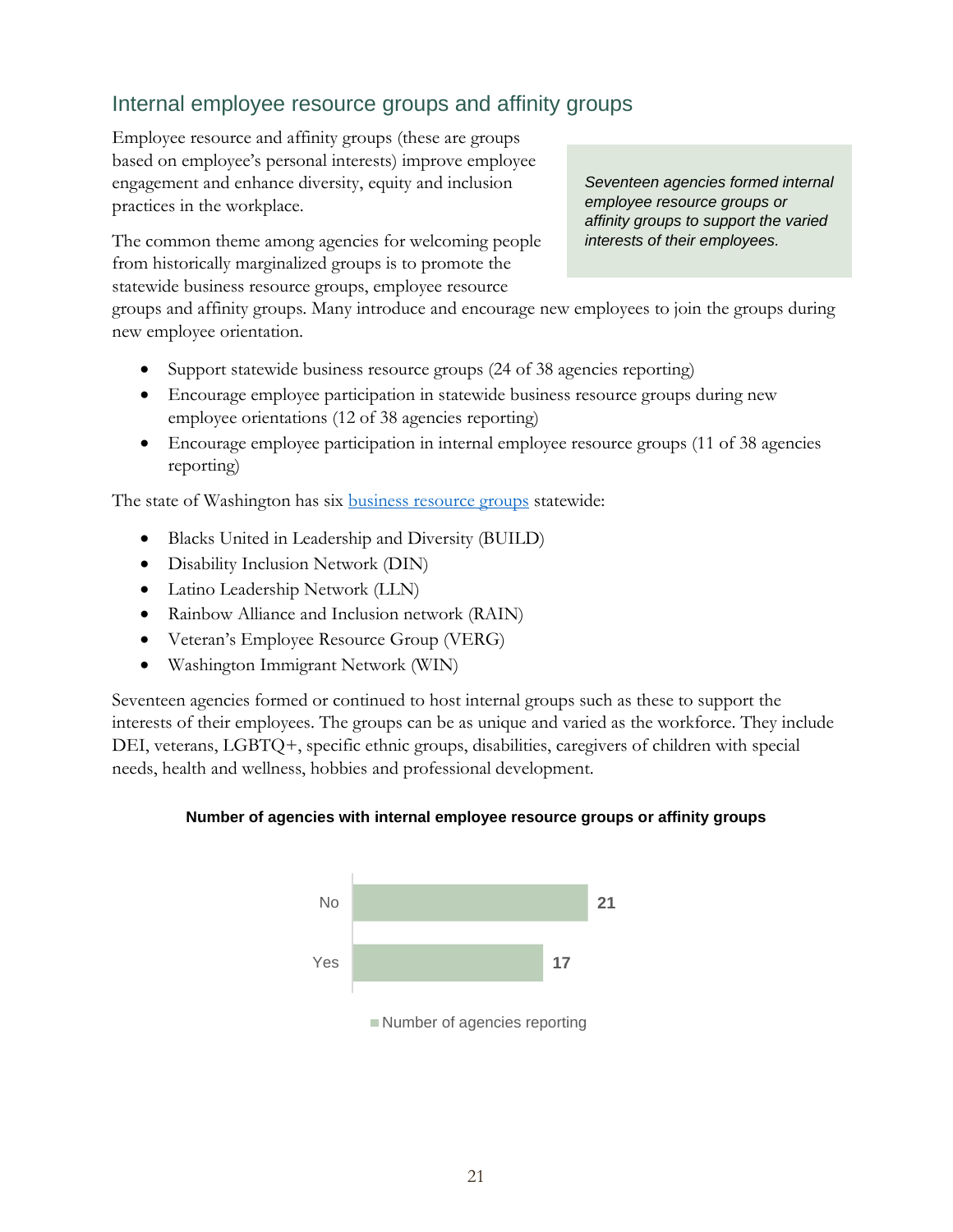## Internal employee resource groups and affinity groups

Employee resource and affinity groups (these are groups based on employee's personal interests) improve employee engagement and enhance diversity, equity and inclusion practices in the workplace.

> *Seventeen agencies formed internal employee resource groups or affinity groups to support the varied interests of their employees.*

The common theme among agencies for welcoming people from historically marginalized groups is to promote the statewide business resource groups, employee resource groups and affinity groups. Many introduce and encourage new employees to join the groups during new employee orientation.

- Support statewide business resource groups (24 of 38 agencies reporting)
- Encourage employee participation in statewide business resource groups during new employee orientations (12 of 38 agencies reporting)
- Encourage employee participation in internal employee resource groups (11 of 38 agencies reporting)

The state of Washington has six [business resource groups](#) statewide:

- Blacks United in Leadership and Diversity (BUILD)
- Disability Inclusion Network (DIN)
- Latino Leadership Network (LLN)
- Rainbow Alliance and Inclusion network (RAIN)
- Veteran's Employee Resource Group (VERG)
- Washington Immigrant Network (WIN)

Seventeen agencies formed or continued to host internal groups such as these to support the interests of their employees. The groups can be as unique and varied as the workforce. They include DEI, veterans, LGBTQ+, specific ethnic groups, disabilities, caregivers of children with special needs, health and wellness, hobbies and professional development.

**Number of agencies with internal employee resource groups or affinity groups**

| | Number of agencies reporting |
|---|---|
| No | 21 |
| Yes | 17 |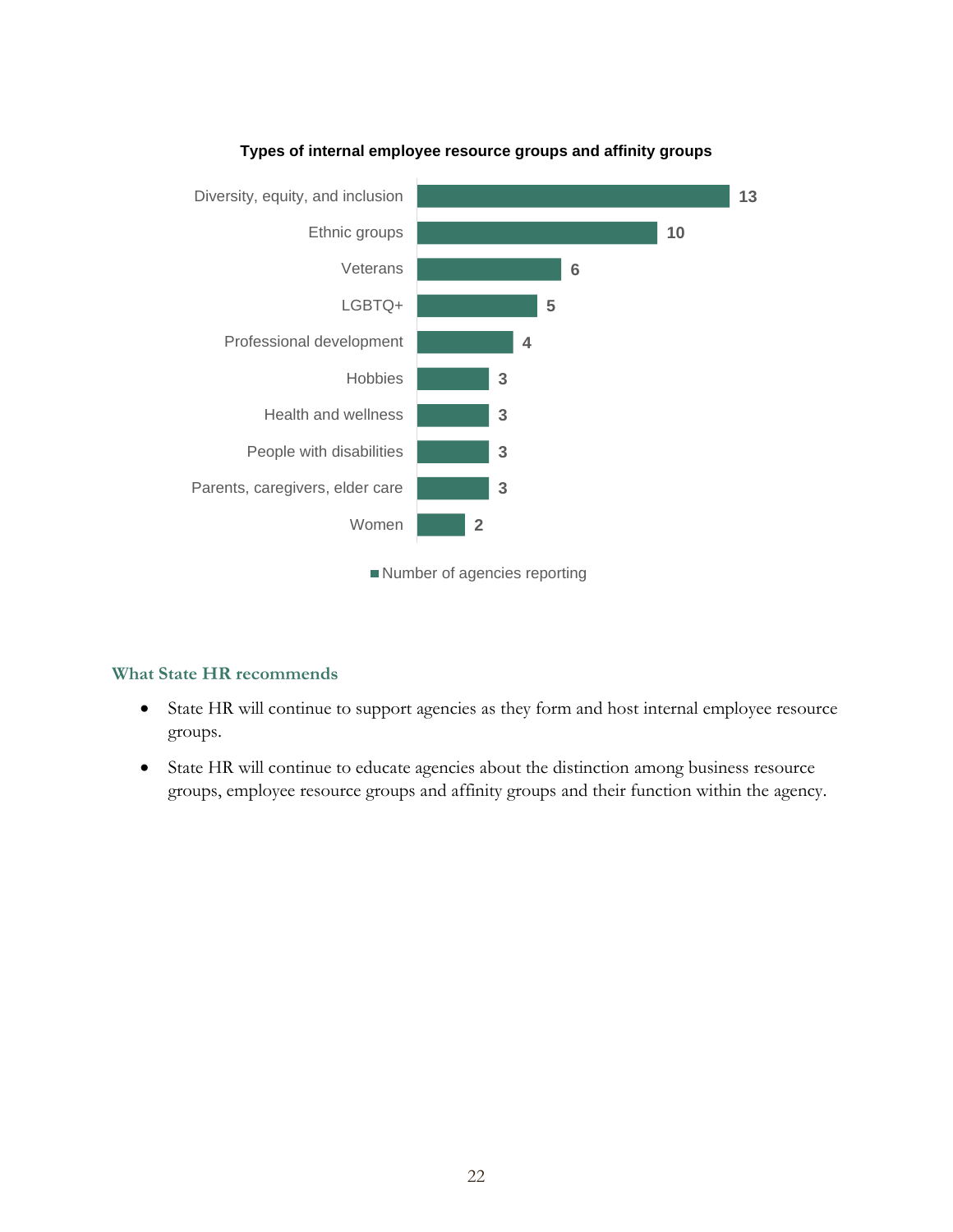**Types of internal employee resource groups and affinity groups**

| Type | Number of agencies reporting |
|---|---|
| Diversity, equity, and inclusion | 13 |
| Ethnic groups | 10 |
| Veterans | 6 |
| LGBTQ+ | 5 |
| Professional development | 4 |
| Hobbies | 3 |
| Health and wellness | 3 |
| People with disabilities | 3 |
| Parents, caregivers, elder care | 3 |
| Women | 2 |

### What State HR recommends

- State HR will continue to support agencies as they form and host internal employee resource groups.
- State HR will continue to educate agencies about the distinction among business resource groups, employee resource groups and affinity groups and their function within the agency.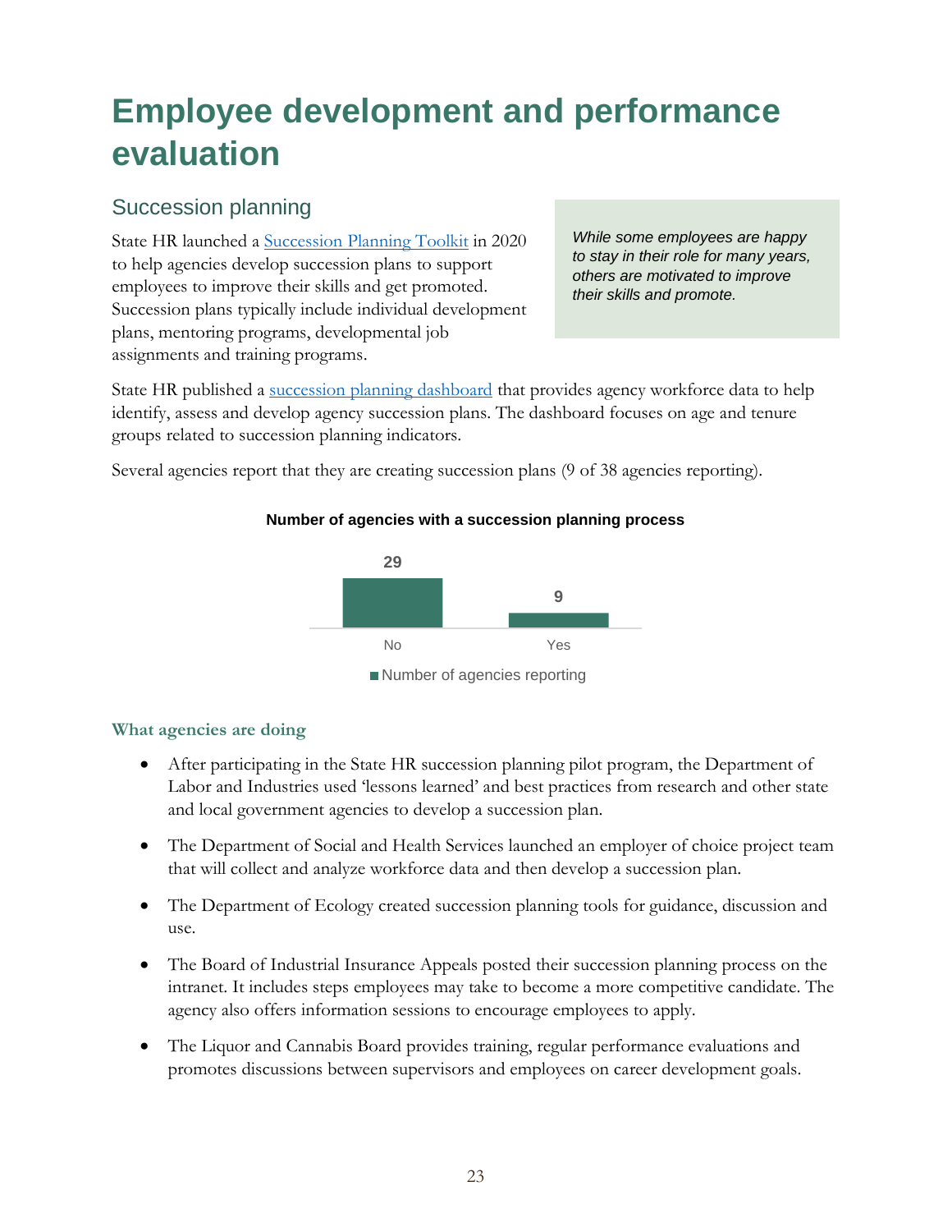# Employee development and performance evaluation

## Succession planning

State HR launched a [Succession Planning Toolkit](#) in 2020 to help agencies develop succession plans to support employees to improve their skills and get promoted. Succession plans typically include individual development plans, mentoring programs, developmental job assignments and training programs.

> *While some employees are happy to stay in their role for many years, others are motivated to improve their skills and promote.*

State HR published a [succession planning dashboard](#) that provides agency workforce data to help identify, assess and develop agency succession plans. The dashboard focuses on age and tenure groups related to succession planning indicators.

Several agencies report that they are creating succession plans (9 of 38 agencies reporting).

**Number of agencies with a succession planning process**

| | Number of agencies reporting |
|---|---|
| No | 29 |
| Yes | 9 |

### What agencies are doing

- After participating in the State HR succession planning pilot program, the Department of Labor and Industries used 'lessons learned' and best practices from research and other state and local government agencies to develop a succession plan.
- The Department of Social and Health Services launched an employer of choice project team that will collect and analyze workforce data and then develop a succession plan.
- The Department of Ecology created succession planning tools for guidance, discussion and use.
- The Board of Industrial Insurance Appeals posted their succession planning process on the intranet. It includes steps employees may take to become a more competitive candidate. The agency also offers information sessions to encourage employees to apply.
- The Liquor and Cannabis Board provides training, regular performance evaluations and promotes discussions between supervisors and employees on career development goals.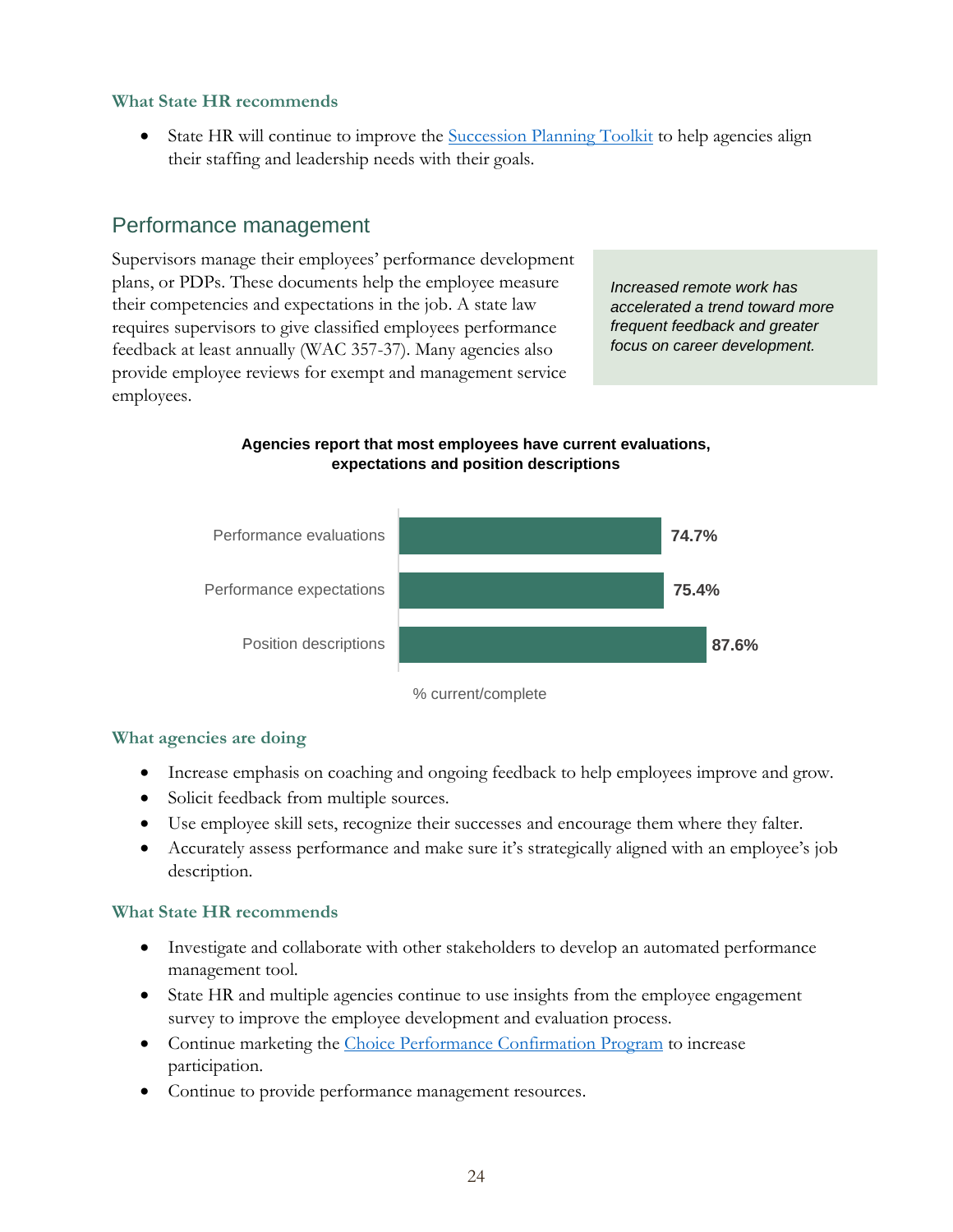### What State HR recommends

- State HR will continue to improve the [Succession Planning Toolkit] to help agencies align their staffing and leadership needs with their goals.

## Performance management

Supervisors manage their employees' performance development plans, or PDPs. These documents help the employee measure their competencies and expectations in the job. A state law requires supervisors to give classified employees performance feedback at least annually (WAC 357-37). Many agencies also provide employee reviews for exempt and management service employees.

*Increased remote work has accelerated a trend toward more frequent feedback and greater focus on career development.*

**Agencies report that most employees have current evaluations, expectations and position descriptions**

| | % current/complete |
|---|---|
| Performance evaluations | 74.7% |
| Performance expectations | 75.4% |
| Position descriptions | 87.6% |

### What agencies are doing

- Increase emphasis on coaching and ongoing feedback to help employees improve and grow.
- Solicit feedback from multiple sources.
- Use employee skill sets, recognize their successes and encourage them where they falter.
- Accurately assess performance and make sure it's strategically aligned with an employee's job description.

### What State HR recommends

- Investigate and collaborate with other stakeholders to develop an automated performance management tool.
- State HR and multiple agencies continue to use insights from the employee engagement survey to improve the employee development and evaluation process.
- Continue marketing the [Choice Performance Confirmation Program] to increase participation.
- Continue to provide performance management resources.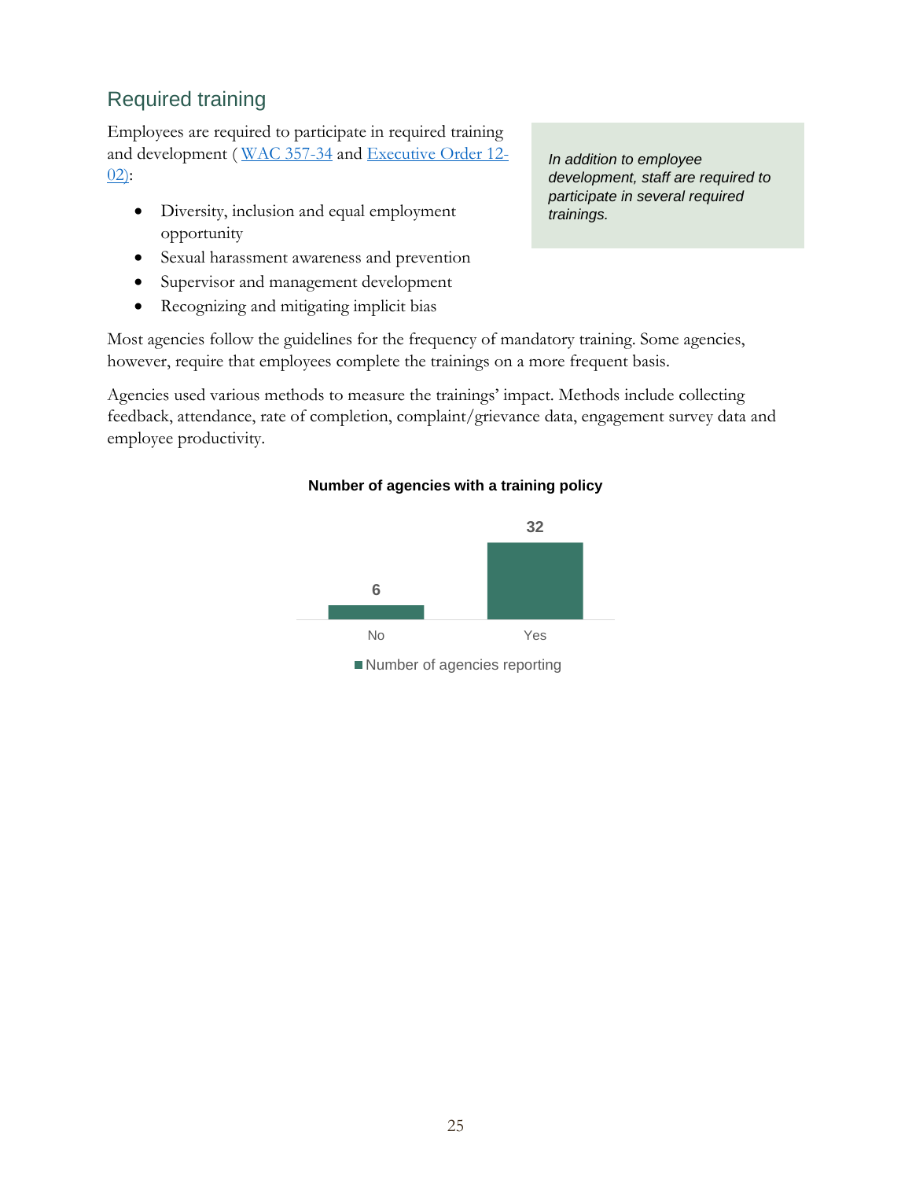## Required training

Employees are required to participate in required training and development ( [WAC 357-34](#) and [Executive Order 12-02)](#):

> *In addition to employee development, staff are required to participate in several required trainings.*

- Diversity, inclusion and equal employment opportunity
- Sexual harassment awareness and prevention
- Supervisor and management development
- Recognizing and mitigating implicit bias

Most agencies follow the guidelines for the frequency of mandatory training. Some agencies, however, require that employees complete the trainings on a more frequent basis.

Agencies used various methods to measure the trainings' impact. Methods include collecting feedback, attendance, rate of completion, complaint/grievance data, engagement survey data and employee productivity.

**Number of agencies with a training policy**

| | Number of agencies reporting |
|---|---|
| No | 6 |
| Yes | 32 |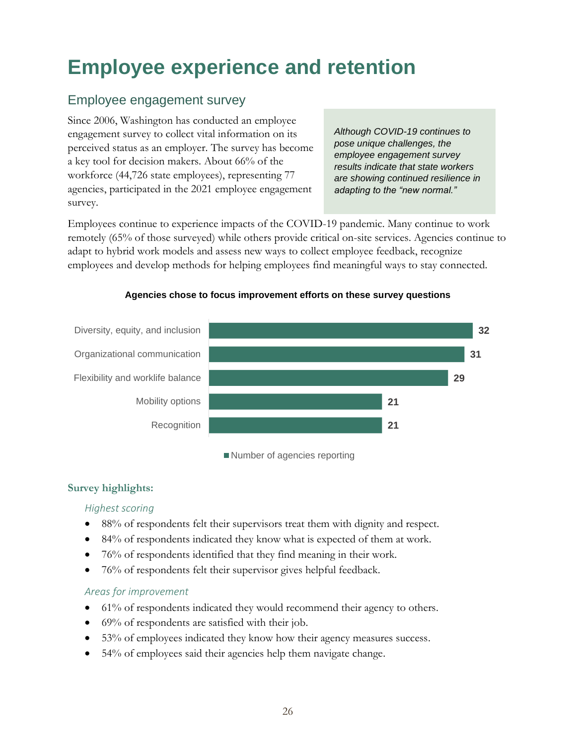# Employee experience and retention

## Employee engagement survey

Since 2006, Washington has conducted an employee engagement survey to collect vital information on its perceived status as an employer. The survey has become a key tool for decision makers. About 66% of the workforce (44,726 state employees), representing 77 agencies, participated in the 2021 employee engagement survey.

> *Although COVID-19 continues to pose unique challenges, the employee engagement survey results indicate that state workers are showing continued resilience in adapting to the "new normal."*

Employees continue to experience impacts of the COVID-19 pandemic. Many continue to work remotely (65% of those surveyed) while others provide critical on-site services. Agencies continue to adapt to hybrid work models and assess new ways to collect employee feedback, recognize employees and develop methods for helping employees find meaningful ways to stay connected.

**Agencies chose to focus improvement efforts on these survey questions**

| Survey question | Number of agencies reporting |
| --- | --- |
| Diversity, equity, and inclusion | 32 |
| Organizational communication | 31 |
| Flexibility and worklife balance | 29 |
| Mobility options | 21 |
| Recognition | 21 |

**Survey highlights:**

*Highest scoring*

- 88% of respondents felt their supervisors treat them with dignity and respect.
- 84% of respondents indicated they know what is expected of them at work.
- 76% of respondents identified that they find meaning in their work.
- 76% of respondents felt their supervisor gives helpful feedback.

*Areas for improvement*

- 61% of respondents indicated they would recommend their agency to others.
- 69% of respondents are satisfied with their job.
- 53% of employees indicated they know how their agency measures success.
- 54% of employees said their agencies help them navigate change.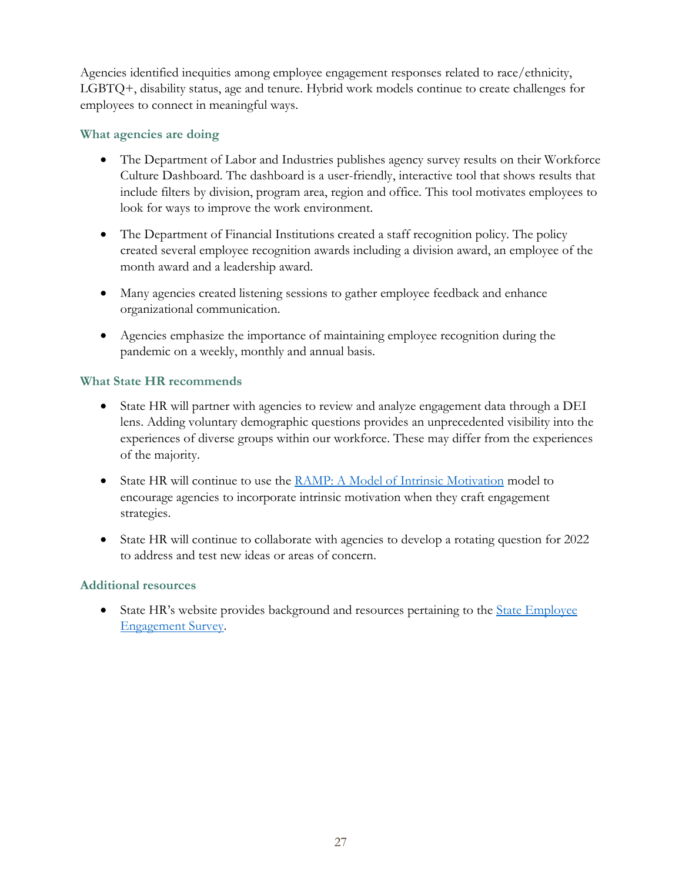Agencies identified inequities among employee engagement responses related to race/ethnicity, LGBTQ+, disability status, age and tenure. Hybrid work models continue to create challenges for employees to connect in meaningful ways.

### What agencies are doing

- The Department of Labor and Industries publishes agency survey results on their Workforce Culture Dashboard. The dashboard is a user-friendly, interactive tool that shows results that include filters by division, program area, region and office. This tool motivates employees to look for ways to improve the work environment.

- The Department of Financial Institutions created a staff recognition policy. The policy created several employee recognition awards including a division award, an employee of the month award and a leadership award.

- Many agencies created listening sessions to gather employee feedback and enhance organizational communication.

- Agencies emphasize the importance of maintaining employee recognition during the pandemic on a weekly, monthly and annual basis.

### What State HR recommends

- State HR will partner with agencies to review and analyze engagement data through a DEI lens. Adding voluntary demographic questions provides an unprecedented visibility into the experiences of diverse groups within our workforce. These may differ from the experiences of the majority.

- State HR will continue to use the [RAMP: A Model of Intrinsic Motivation]() model to encourage agencies to incorporate intrinsic motivation when they craft engagement strategies.

- State HR will continue to collaborate with agencies to develop a rotating question for 2022 to address and test new ideas or areas of concern.

### Additional resources

- State HR's website provides background and resources pertaining to the [State Employee Engagement Survey]().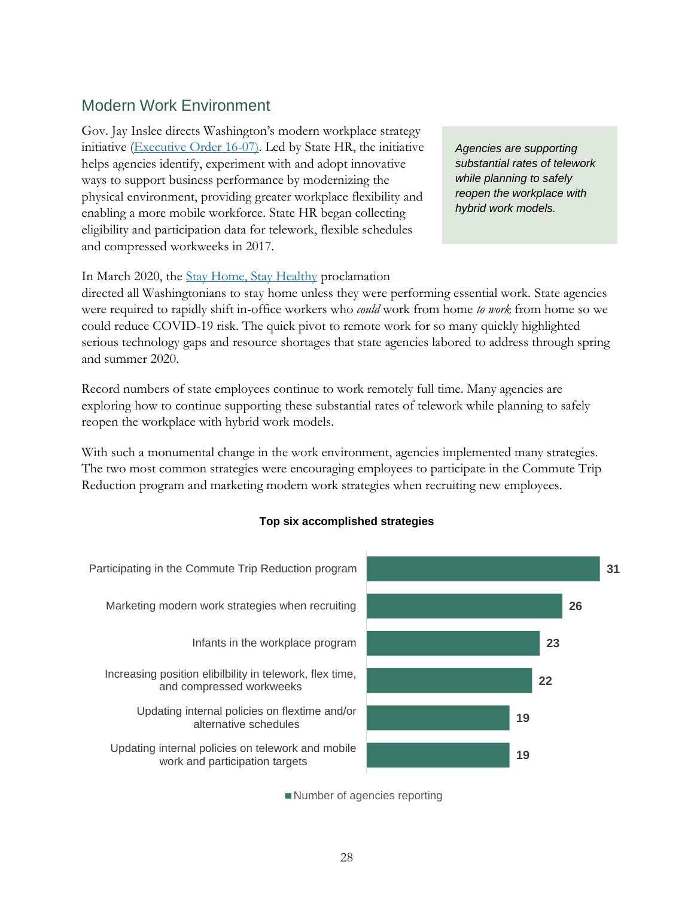## Modern Work Environment

Gov. Jay Inslee directs Washington's modern workplace strategy initiative ([Executive Order 16-07](Executive Order 16-07)). Led by State HR, the initiative helps agencies identify, experiment with and adopt innovative ways to support business performance by modernizing the physical environment, providing greater workplace flexibility and enabling a more mobile workforce. State HR began collecting eligibility and participation data for telework, flexible schedules and compressed workweeks in 2017.

> *Agencies are supporting substantial rates of telework while planning to safely reopen the workplace with hybrid work models.*

In March 2020, the [Stay Home, Stay Healthy](Stay Home, Stay Healthy) proclamation directed all Washingtonians to stay home unless they were performing essential work. State agencies were required to rapidly shift in-office workers who *could* work from home *to work* from home so we could reduce COVID-19 risk. The quick pivot to remote work for so many quickly highlighted serious technology gaps and resource shortages that state agencies labored to address through spring and summer 2020.

Record numbers of state employees continue to work remotely full time. Many agencies are exploring how to continue supporting these substantial rates of telework while planning to safely reopen the workplace with hybrid work models.

With such a monumental change in the work environment, agencies implemented many strategies. The two most common strategies were encouraging employees to participate in the Commute Trip Reduction program and marketing modern work strategies when recruiting new employees.

**Top six accomplished strategies**

| Strategy | Number of agencies reporting |
|---|---|
| Participating in the Commute Trip Reduction program | 31 |
| Marketing modern work strategies when recruiting | 26 |
| Infants in the workplace program | 23 |
| Increasing position elibilbility in telework, flex time, and compressed workweeks | 22 |
| Updating internal policies on flextime and/or alternative schedules | 19 |
| Updating internal policies on telework and mobile work and participation targets | 19 |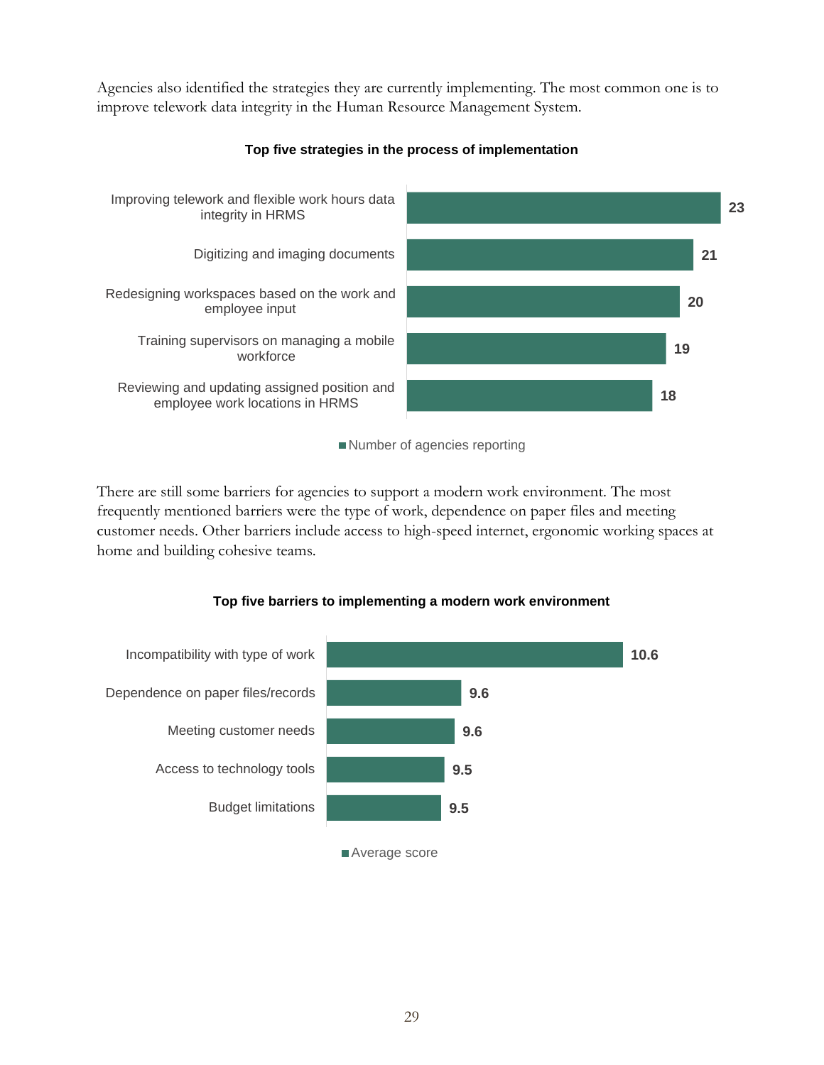Agencies also identified the strategies they are currently implementing. The most common one is to improve telework data integrity in the Human Resource Management System.

**Top five strategies in the process of implementation**

| Strategy | Number of agencies reporting |
| --- | --- |
| Improving telework and flexible work hours data integrity in HRMS | 23 |
| Digitizing and imaging documents | 21 |
| Redesigning workspaces based on the work and employee input | 20 |
| Training supervisors on managing a mobile workforce | 19 |
| Reviewing and updating assigned position and employee work locations in HRMS | 18 |

There are still some barriers for agencies to support a modern work environment. The most frequently mentioned barriers were the type of work, dependence on paper files and meeting customer needs. Other barriers include access to high-speed internet, ergonomic working spaces at home and building cohesive teams.

**Top five barriers to implementing a modern work environment**

| Barrier | Average score |
| --- | --- |
| Incompatibility with type of work | 10.6 |
| Dependence on paper files/records | 9.6 |
| Meeting customer needs | 9.6 |
| Access to technology tools | 9.5 |
| Budget limitations | 9.5 |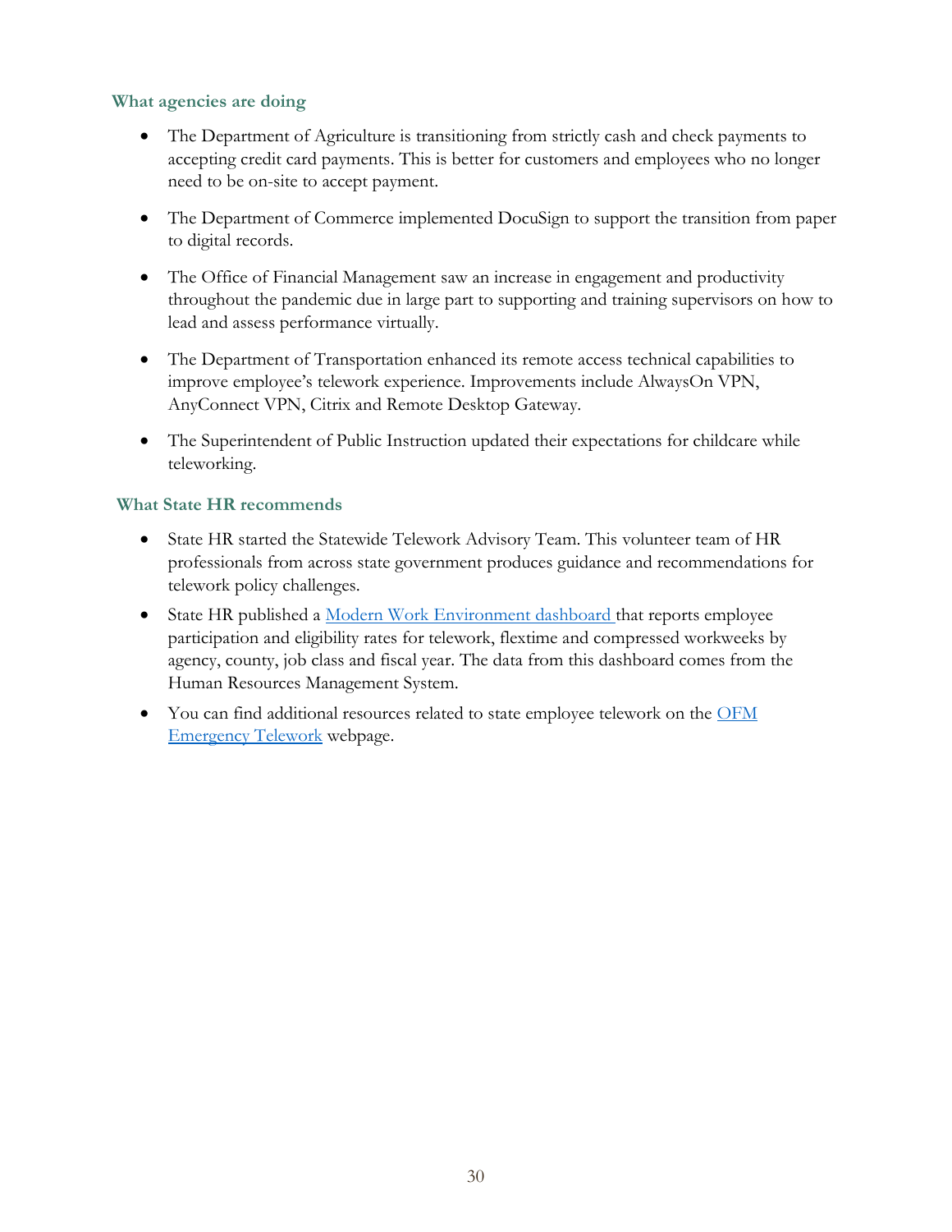### What agencies are doing

- The Department of Agriculture is transitioning from strictly cash and check payments to accepting credit card payments. This is better for customers and employees who no longer need to be on-site to accept payment.
- The Department of Commerce implemented DocuSign to support the transition from paper to digital records.
- The Office of Financial Management saw an increase in engagement and productivity throughout the pandemic due in large part to supporting and training supervisors on how to lead and assess performance virtually.
- The Department of Transportation enhanced its remote access technical capabilities to improve employee's telework experience. Improvements include AlwaysOn VPN, AnyConnect VPN, Citrix and Remote Desktop Gateway.
- The Superintendent of Public Instruction updated their expectations for childcare while teleworking.

### What State HR recommends

- State HR started the Statewide Telework Advisory Team. This volunteer team of HR professionals from across state government produces guidance and recommendations for telework policy challenges.
- State HR published a Modern Work Environment dashboard that reports employee participation and eligibility rates for telework, flextime and compressed workweeks by agency, county, job class and fiscal year. The data from this dashboard comes from the Human Resources Management System.
- You can find additional resources related to state employee telework on the OFM Emergency Telework webpage.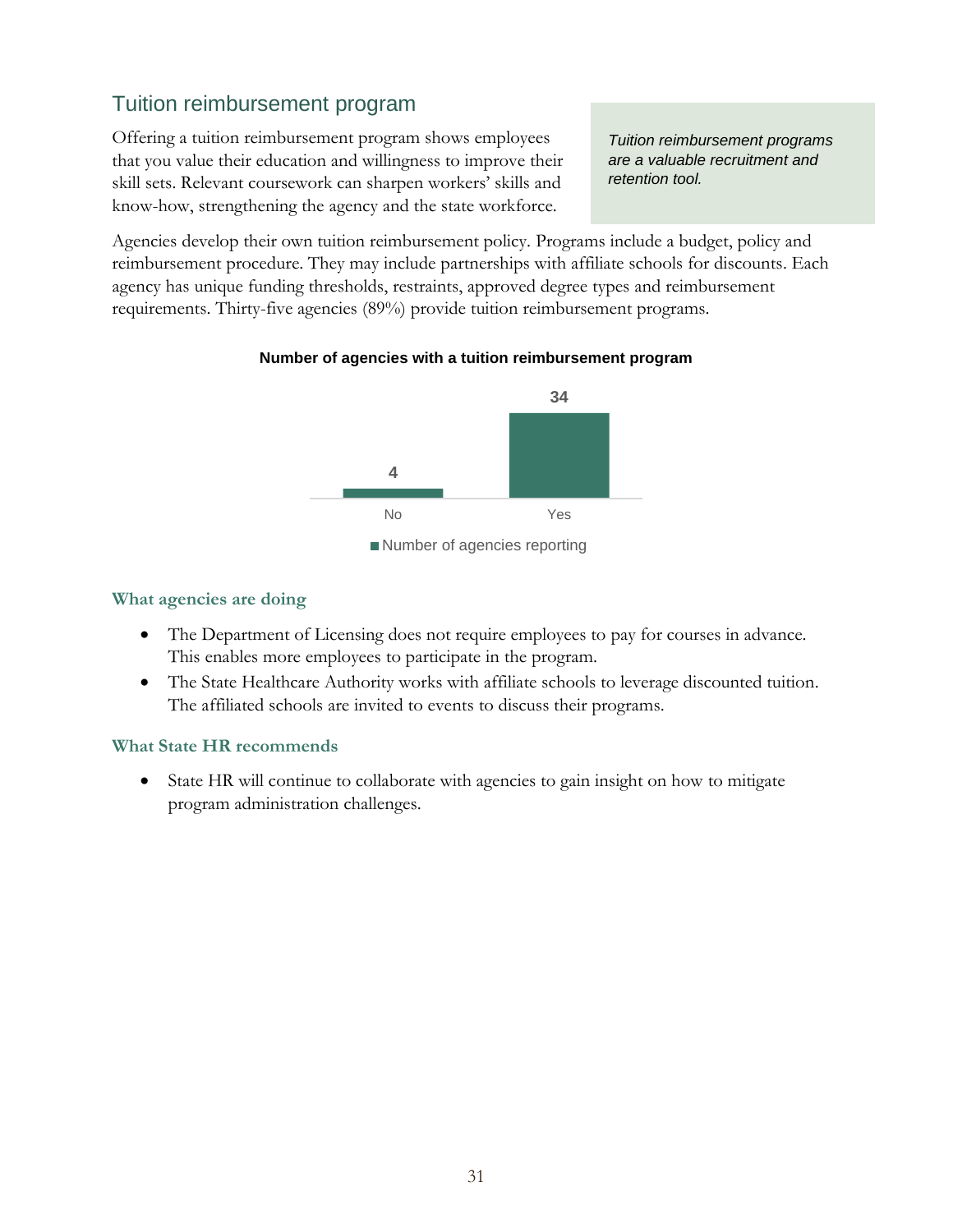## Tuition reimbursement program

Offering a tuition reimbursement program shows employees that you value their education and willingness to improve their skill sets. Relevant coursework can sharpen workers' skills and know-how, strengthening the agency and the state workforce.

> *Tuition reimbursement programs are a valuable recruitment and retention tool.*

Agencies develop their own tuition reimbursement policy. Programs include a budget, policy and reimbursement procedure. They may include partnerships with affiliate schools for discounts. Each agency has unique funding thresholds, restraints, approved degree types and reimbursement requirements. Thirty-five agencies (89%) provide tuition reimbursement programs.

**Number of agencies with a tuition reimbursement program**

| | Number of agencies reporting |
|---|---|
| No | 4 |
| Yes | 34 |

### What agencies are doing

- The Department of Licensing does not require employees to pay for courses in advance. This enables more employees to participate in the program.
- The State Healthcare Authority works with affiliate schools to leverage discounted tuition. The affiliated schools are invited to events to discuss their programs.

### What State HR recommends

- State HR will continue to collaborate with agencies to gain insight on how to mitigate program administration challenges.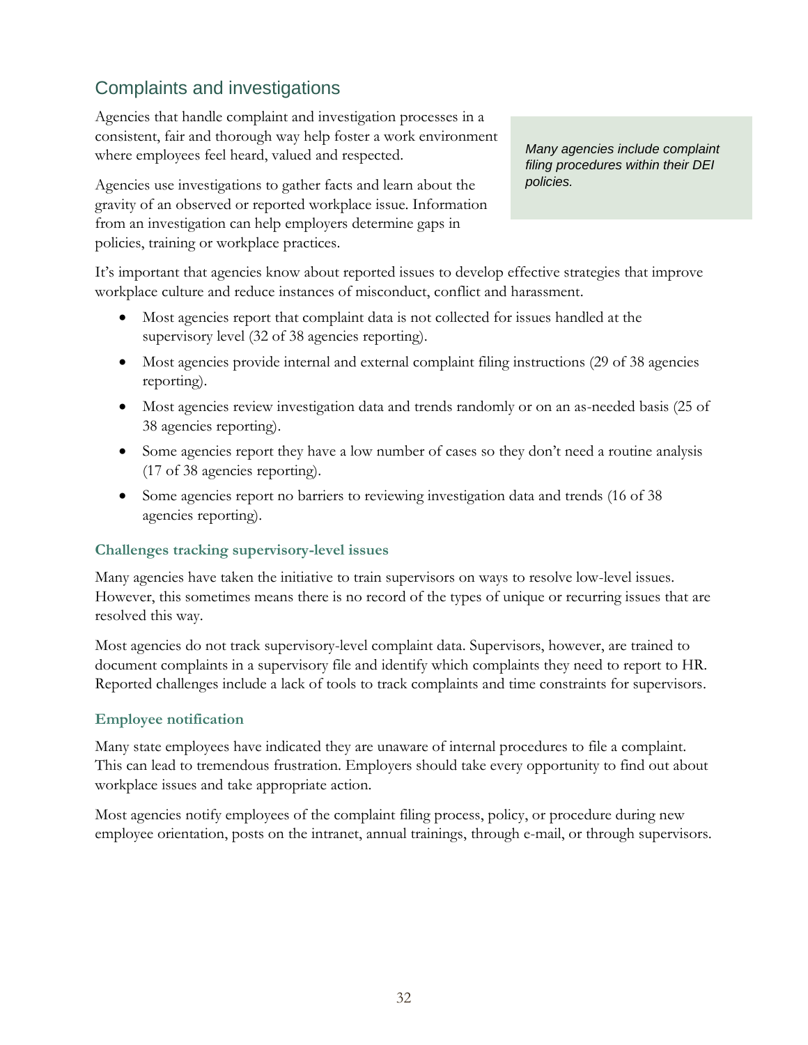## Complaints and investigations

Agencies that handle complaint and investigation processes in a consistent, fair and thorough way help foster a work environment where employees feel heard, valued and respected.

Agencies use investigations to gather facts and learn about the gravity of an observed or reported workplace issue. Information from an investigation can help employers determine gaps in policies, training or workplace practices.

> *Many agencies include complaint filing procedures within their DEI policies.*

It's important that agencies know about reported issues to develop effective strategies that improve workplace culture and reduce instances of misconduct, conflict and harassment.

- Most agencies report that complaint data is not collected for issues handled at the supervisory level (32 of 38 agencies reporting).
- Most agencies provide internal and external complaint filing instructions (29 of 38 agencies reporting).
- Most agencies review investigation data and trends randomly or on an as-needed basis (25 of 38 agencies reporting).
- Some agencies report they have a low number of cases so they don't need a routine analysis (17 of 38 agencies reporting).
- Some agencies report no barriers to reviewing investigation data and trends (16 of 38 agencies reporting).

### Challenges tracking supervisory-level issues

Many agencies have taken the initiative to train supervisors on ways to resolve low-level issues. However, this sometimes means there is no record of the types of unique or recurring issues that are resolved this way.

Most agencies do not track supervisory-level complaint data. Supervisors, however, are trained to document complaints in a supervisory file and identify which complaints they need to report to HR. Reported challenges include a lack of tools to track complaints and time constraints for supervisors.

### Employee notification

Many state employees have indicated they are unaware of internal procedures to file a complaint. This can lead to tremendous frustration. Employers should take every opportunity to find out about workplace issues and take appropriate action.

Most agencies notify employees of the complaint filing process, policy, or procedure during new employee orientation, posts on the intranet, annual trainings, through e-mail, or through supervisors.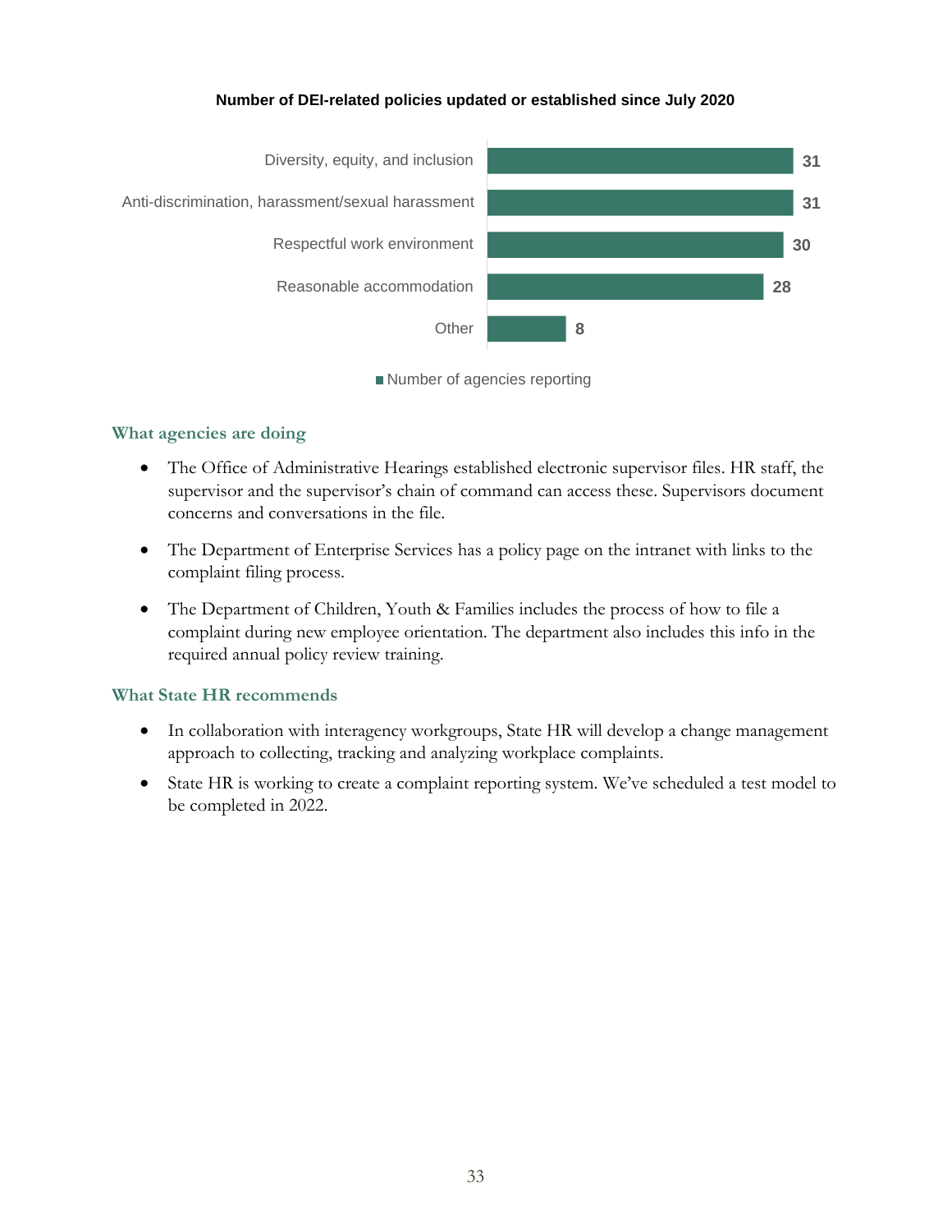**Number of DEI-related policies updated or established since July 2020**

| Policy | Number of agencies reporting |
| --- | --- |
| Diversity, equity, and inclusion | 31 |
| Anti-discrimination, harassment/sexual harassment | 31 |
| Respectful work environment | 30 |
| Reasonable accommodation | 28 |
| Other | 8 |

### What agencies are doing

- The Office of Administrative Hearings established electronic supervisor files. HR staff, the supervisor and the supervisor's chain of command can access these. Supervisors document concerns and conversations in the file.
- The Department of Enterprise Services has a policy page on the intranet with links to the complaint filing process.
- The Department of Children, Youth & Families includes the process of how to file a complaint during new employee orientation. The department also includes this info in the required annual policy review training.

### What State HR recommends

- In collaboration with interagency workgroups, State HR will develop a change management approach to collecting, tracking and analyzing workplace complaints.
- State HR is working to create a complaint reporting system. We've scheduled a test model to be completed in 2022.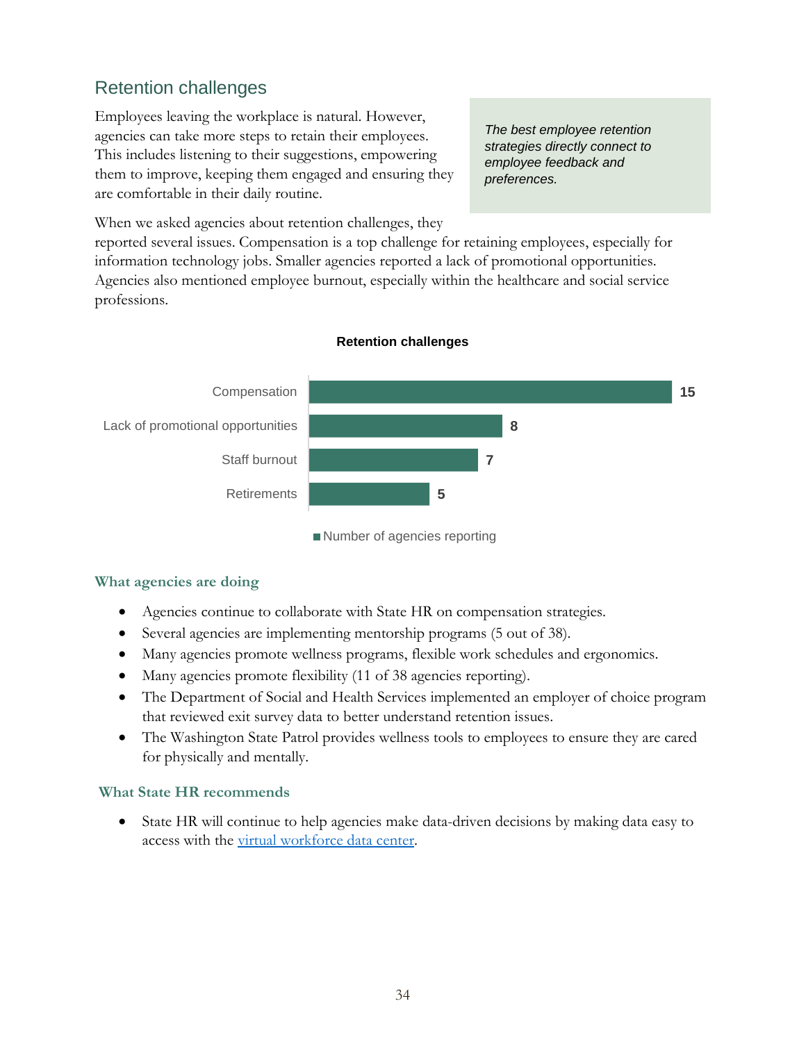## Retention challenges

Employees leaving the workplace is natural. However, agencies can take more steps to retain their employees. This includes listening to their suggestions, empowering them to improve, keeping them engaged and ensuring they are comfortable in their daily routine.

*The best employee retention strategies directly connect to employee feedback and preferences.*

When we asked agencies about retention challenges, they reported several issues. Compensation is a top challenge for retaining employees, especially for information technology jobs. Smaller agencies reported a lack of promotional opportunities. Agencies also mentioned employee burnout, especially within the healthcare and social service professions.

**Retention challenges**

| Challenge | Number of agencies reporting |
| --- | --- |
| Compensation | 15 |
| Lack of promotional opportunities | 8 |
| Staff burnout | 7 |
| Retirements | 5 |

### What agencies are doing

- Agencies continue to collaborate with State HR on compensation strategies.
- Several agencies are implementing mentorship programs (5 out of 38).
- Many agencies promote wellness programs, flexible work schedules and ergonomics.
- Many agencies promote flexibility (11 of 38 agencies reporting).
- The Department of Social and Health Services implemented an employer of choice program that reviewed exit survey data to better understand retention issues.
- The Washington State Patrol provides wellness tools to employees to ensure they are cared for physically and mentally.

### What State HR recommends

- State HR will continue to help agencies make data-driven decisions by making data easy to access with the virtual workforce data center.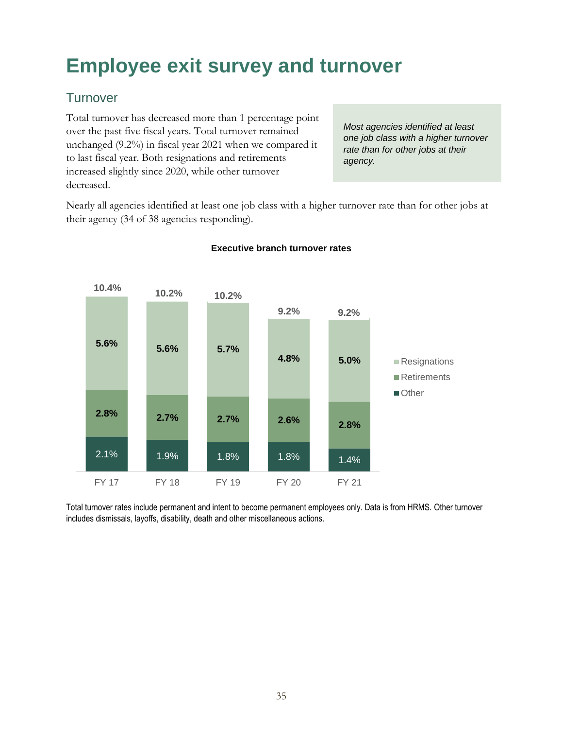# Employee exit survey and turnover

## Turnover

Total turnover has decreased more than 1 percentage point over the past five fiscal years. Total turnover remained unchanged (9.2%) in fiscal year 2021 when we compared it to last fiscal year. Both resignations and retirements increased slightly since 2020, while other turnover decreased.

*Most agencies identified at least one job class with a higher turnover rate than for other jobs at their agency.*

Nearly all agencies identified at least one job class with a higher turnover rate than for other jobs at their agency (34 of 38 agencies responding).

**Executive branch turnover rates**

| | FY 17 | FY 18 | FY 19 | FY 20 | FY 21 |
|---|---|---|---|---|---|
| Resignations | 5.6% | 5.6% | 5.7% | 4.8% | 5.0% |
| Retirements | 2.8% | 2.7% | 2.7% | 2.6% | 2.8% |
| Other | 2.1% | 1.9% | 1.8% | 1.8% | 1.4% |
| Total | 10.4% | 10.2% | 10.2% | 9.2% | 9.2% |

Total turnover rates include permanent and intent to become permanent employees only. Data is from HRMS. Other turnover includes dismissals, layoffs, disability, death and other miscellaneous actions.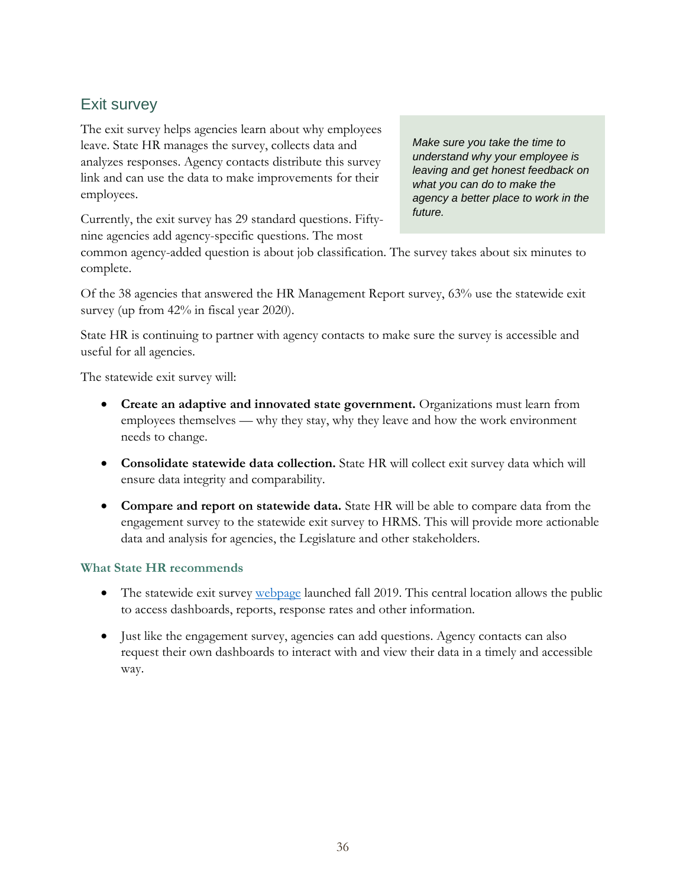## Exit survey

The exit survey helps agencies learn about why employees leave. State HR manages the survey, collects data and analyzes responses. Agency contacts distribute this survey link and can use the data to make improvements for their employees.

*Make sure you take the time to understand why your employee is leaving and get honest feedback on what you can do to make the agency a better place to work in the future.*

Currently, the exit survey has 29 standard questions. Fifty-nine agencies add agency-specific questions. The most common agency-added question is about job classification. The survey takes about six minutes to complete.

Of the 38 agencies that answered the HR Management Report survey, 63% use the statewide exit survey (up from 42% in fiscal year 2020).

State HR is continuing to partner with agency contacts to make sure the survey is accessible and useful for all agencies.

The statewide exit survey will:

- **Create an adaptive and innovated state government.** Organizations must learn from employees themselves — why they stay, why they leave and how the work environment needs to change.
- **Consolidate statewide data collection.** State HR will collect exit survey data which will ensure data integrity and comparability.
- **Compare and report on statewide data.** State HR will be able to compare data from the engagement survey to the statewide exit survey to HRMS. This will provide more actionable data and analysis for agencies, the Legislature and other stakeholders.

### What State HR recommends

- The statewide exit survey webpage launched fall 2019. This central location allows the public to access dashboards, reports, response rates and other information.
- Just like the engagement survey, agencies can add questions. Agency contacts can also request their own dashboards to interact with and view their data in a timely and accessible way.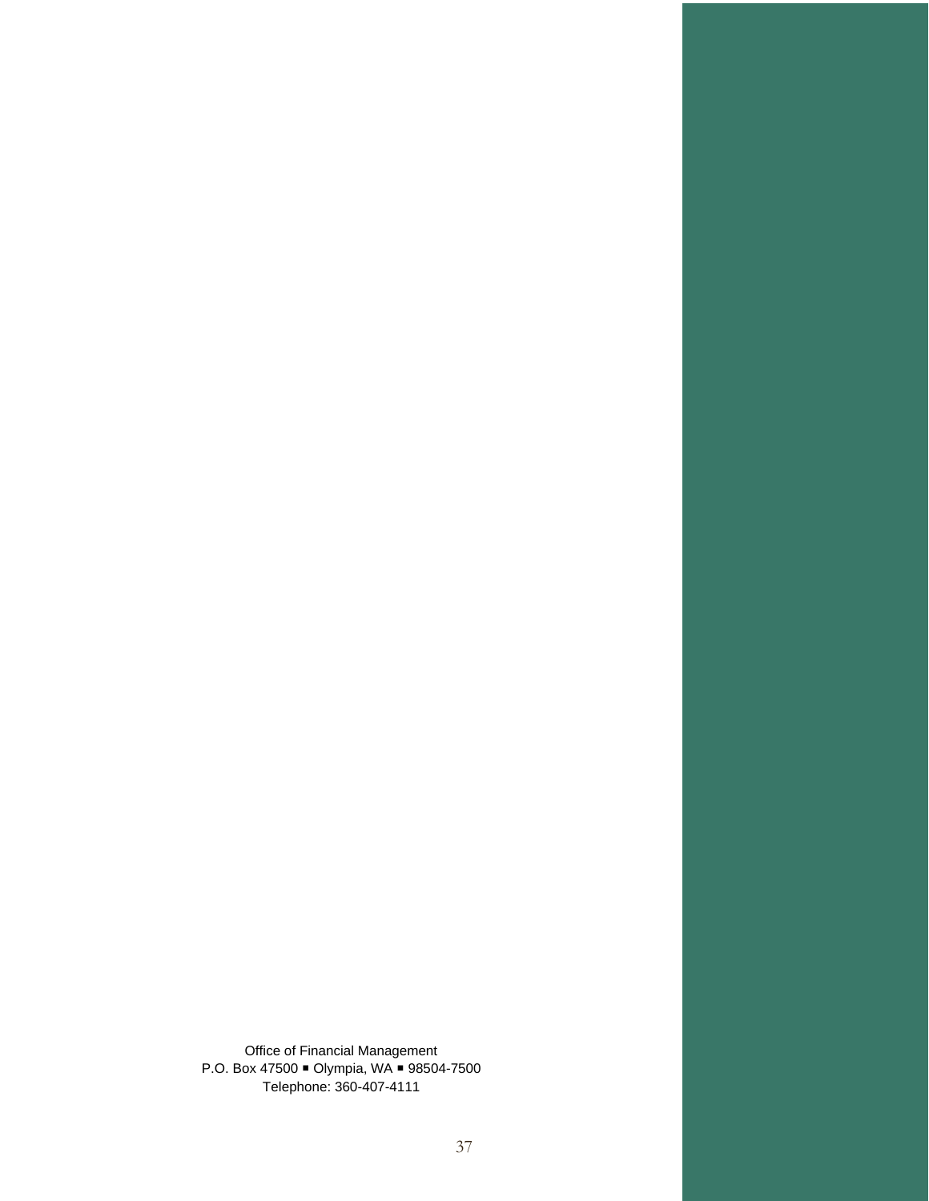Office of Financial Management
P.O. Box 47500 ▪ Olympia, WA ▪ 98504-7500
Telephone: 360-407-4111